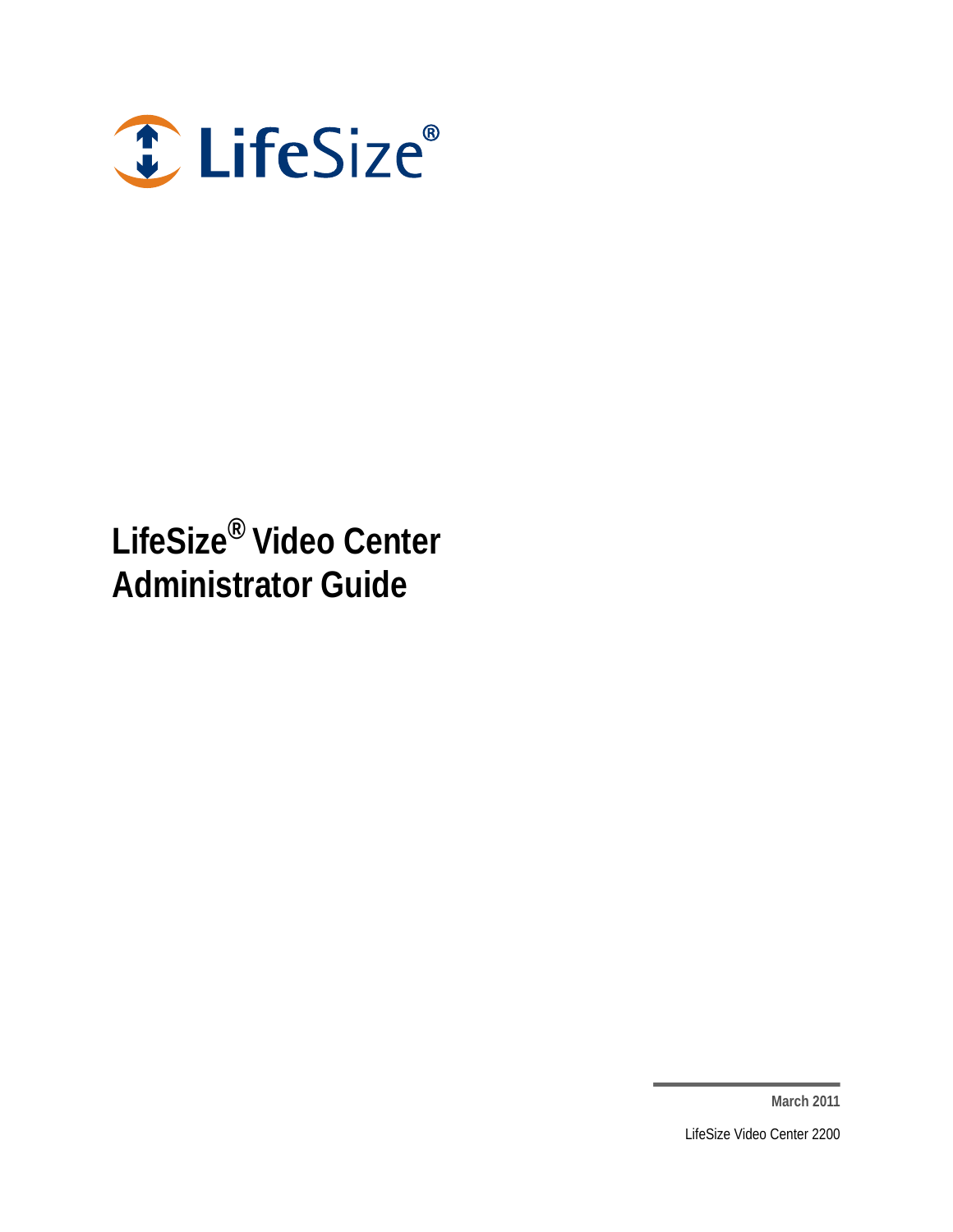LifeSize®

# LifeSize® Video Center Administrator Guide

**March 2011**

LifeSize Video Center 2200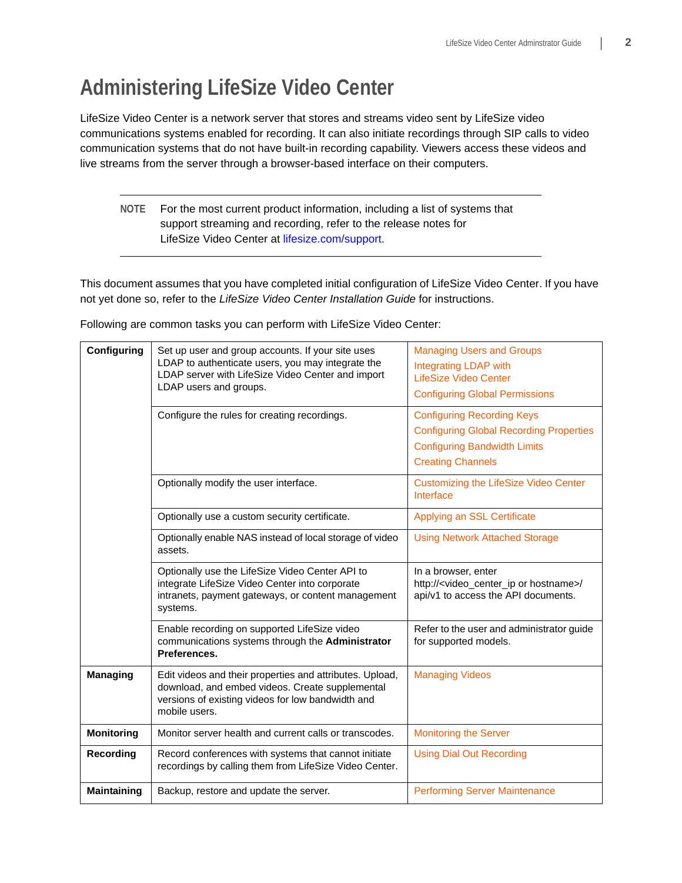# Administering LifeSize Video Center

LifeSize Video Center is a network server that stores and streams video sent by LifeSize video communications systems enabled for recording. It can also initiate recordings through SIP calls to video communication systems that do not have built-in recording capability. Viewers access these videos and live streams from the server through a browser-based interface on their computers.

---

**NOTE** For the most current product information, including a list of systems that support streaming and recording, refer to the release notes for LifeSize Video Center at lifesize.com/support.

---

This document assumes that you have completed initial configuration of LifeSize Video Center. If you have not yet done so, refer to the *LifeSize Video Center Installation Guide* for instructions.

Following are common tasks you can perform with LifeSize Video Center:

| | | |
|---|---|---|
| **Configuring** | Set up user and group accounts. If your site uses LDAP to authenticate users, you may integrate the LDAP server with LifeSize Video Center and import LDAP users and groups. | Managing Users and Groups<br>Integrating LDAP with LifeSize Video Center<br>Configuring Global Permissions |
| | Configure the rules for creating recordings. | Configuring Recording Keys<br>Configuring Global Recording Properties<br>Configuring Bandwidth Limits<br>Creating Channels |
| | Optionally modify the user interface. | Customizing the LifeSize Video Center Interface |
| | Optionally use a custom security certificate. | Applying an SSL Certificate |
| | Optionally enable NAS instead of local storage of video assets. | Using Network Attached Storage |
| | Optionally use the LifeSize Video Center API to integrate LifeSize Video Center into corporate intranets, payment gateways, or content management systems. | In a browser, enter http://<video_center_ip or hostname>/api/v1 to access the API documents. |
| | Enable recording on supported LifeSize video communications systems through the **Administrator Preferences.** | Refer to the user and administrator guide for supported models. |
| **Managing** | Edit videos and their properties and attributes. Upload, download, and embed videos. Create supplemental versions of existing videos for low bandwidth and mobile users. | Managing Videos |
| **Monitoring** | Monitor server health and current calls or transcodes. | Monitoring the Server |
| **Recording** | Record conferences with systems that cannot initiate recordings by calling them from LifeSize Video Center. | Using Dial Out Recording |
| **Maintaining** | Backup, restore and update the server. | Performing Server Maintenance |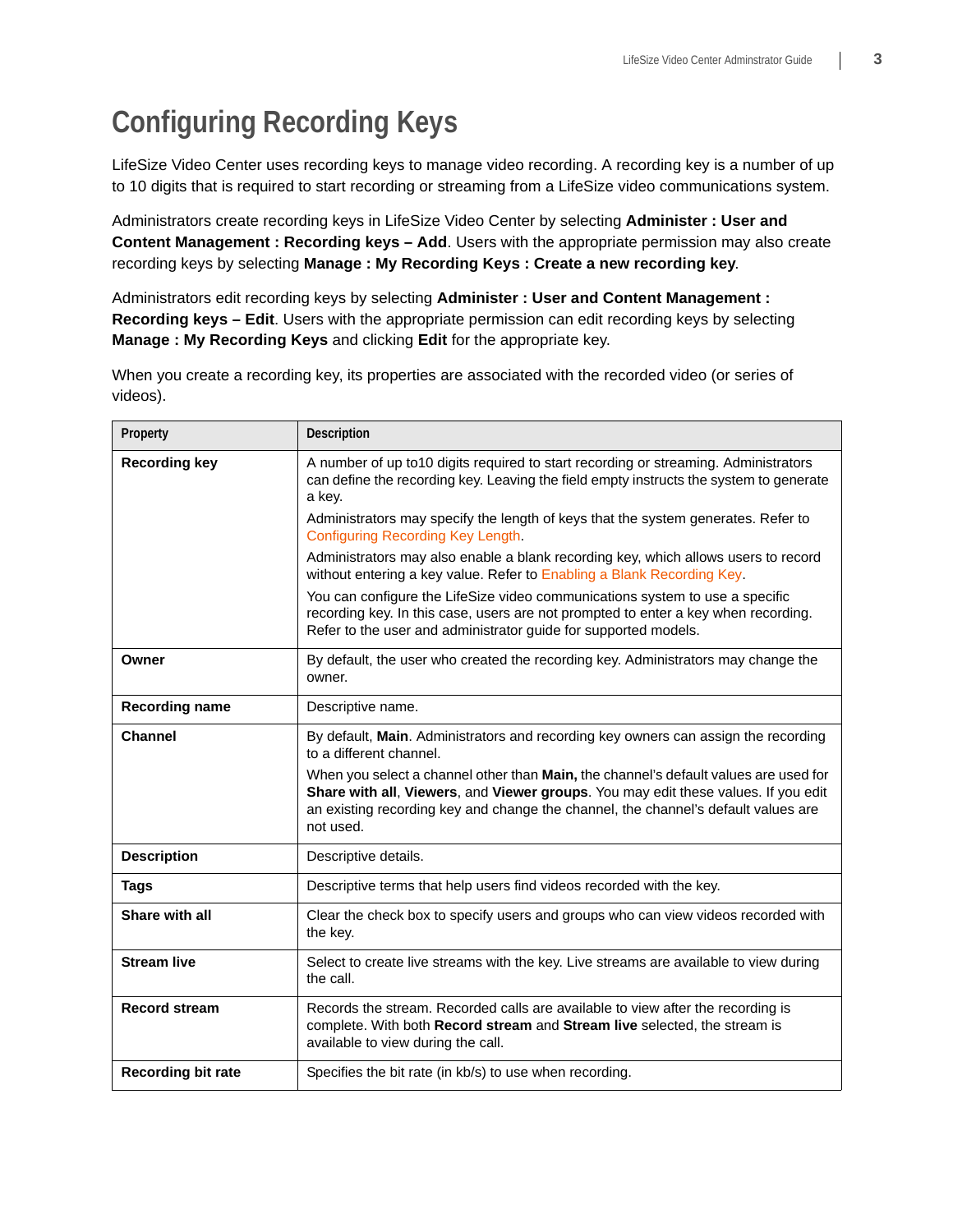# Configuring Recording Keys

LifeSize Video Center uses recording keys to manage video recording. A recording key is a number of up to 10 digits that is required to start recording or streaming from a LifeSize video communications system.

Administrators create recording keys in LifeSize Video Center by selecting **Administer : User and Content Management : Recording keys – Add**. Users with the appropriate permission may also create recording keys by selecting **Manage : My Recording Keys : Create a new recording key**.

Administrators edit recording keys by selecting **Administer : User and Content Management : Recording keys – Edit**. Users with the appropriate permission can edit recording keys by selecting **Manage : My Recording Keys** and clicking **Edit** for the appropriate key.

When you create a recording key, its properties are associated with the recorded video (or series of videos).

| Property | Description |
|---|---|
| **Recording key** | A number of up to10 digits required to start recording or streaming. Administrators can define the recording key. Leaving the field empty instructs the system to generate a key.<br><br>Administrators may specify the length of keys that the system generates. Refer to Configuring Recording Key Length.<br><br>Administrators may also enable a blank recording key, which allows users to record without entering a key value. Refer to Enabling a Blank Recording Key.<br><br>You can configure the LifeSize video communications system to use a specific recording key. In this case, users are not prompted to enter a key when recording. Refer to the user and administrator guide for supported models. |
| **Owner** | By default, the user who created the recording key. Administrators may change the owner. |
| **Recording name** | Descriptive name. |
| **Channel** | By default, **Main**. Administrators and recording key owners can assign the recording to a different channel.<br><br>When you select a channel other than **Main,** the channel's default values are used for **Share with all**, **Viewers**, and **Viewer groups**. You may edit these values. If you edit an existing recording key and change the channel, the channel's default values are not used. |
| **Description** | Descriptive details. |
| **Tags** | Descriptive terms that help users find videos recorded with the key. |
| **Share with all** | Clear the check box to specify users and groups who can view videos recorded with the key. |
| **Stream live** | Select to create live streams with the key. Live streams are available to view during the call. |
| **Record stream** | Records the stream. Recorded calls are available to view after the recording is complete. With both **Record stream** and **Stream live** selected, the stream is available to view during the call. |
| **Recording bit rate** | Specifies the bit rate (in kb/s) to use when recording. |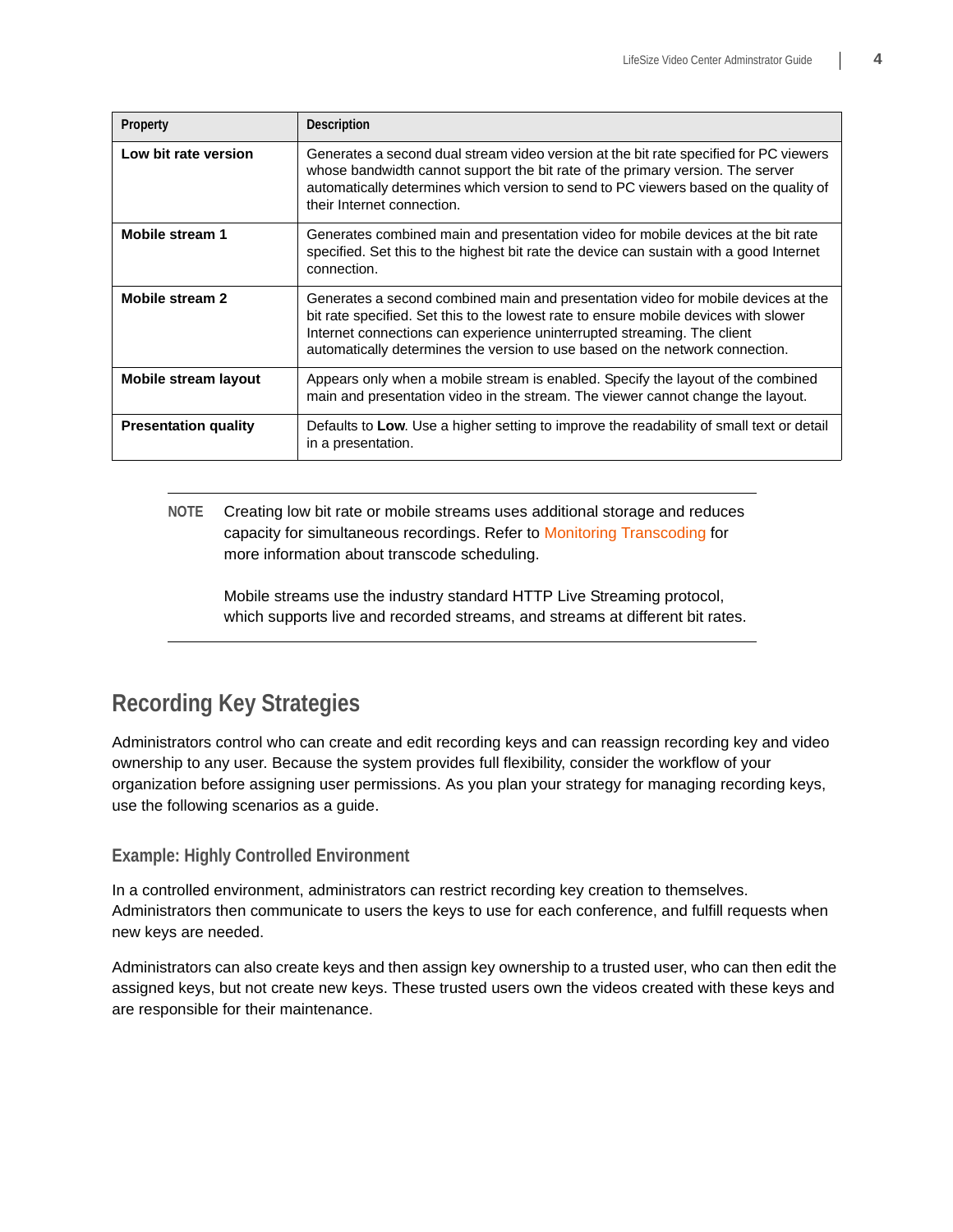| Property | Description |
|---|---|
| **Low bit rate version** | Generates a second dual stream video version at the bit rate specified for PC viewers whose bandwidth cannot support the bit rate of the primary version. The server automatically determines which version to send to PC viewers based on the quality of their Internet connection. |
| **Mobile stream 1** | Generates combined main and presentation video for mobile devices at the bit rate specified. Set this to the highest bit rate the device can sustain with a good Internet connection. |
| **Mobile stream 2** | Generates a second combined main and presentation video for mobile devices at the bit rate specified. Set this to the lowest rate to ensure mobile devices with slower Internet connections can experience uninterrupted streaming. The client automatically determines the version to use based on the network connection. |
| **Mobile stream layout** | Appears only when a mobile stream is enabled. Specify the layout of the combined main and presentation video in the stream. The viewer cannot change the layout. |
| **Presentation quality** | Defaults to **Low**. Use a higher setting to improve the readability of small text or detail in a presentation. |

**NOTE** Creating low bit rate or mobile streams uses additional storage and reduces capacity for simultaneous recordings. Refer to Monitoring Transcoding for more information about transcode scheduling.

Mobile streams use the industry standard HTTP Live Streaming protocol, which supports live and recorded streams, and streams at different bit rates.

## Recording Key Strategies

Administrators control who can create and edit recording keys and can reassign recording key and video ownership to any user. Because the system provides full flexibility, consider the workflow of your organization before assigning user permissions. As you plan your strategy for managing recording keys, use the following scenarios as a guide.

### Example: Highly Controlled Environment

In a controlled environment, administrators can restrict recording key creation to themselves. Administrators then communicate to users the keys to use for each conference, and fulfill requests when new keys are needed.

Administrators can also create keys and then assign key ownership to a trusted user, who can then edit the assigned keys, but not create new keys. These trusted users own the videos created with these keys and are responsible for their maintenance.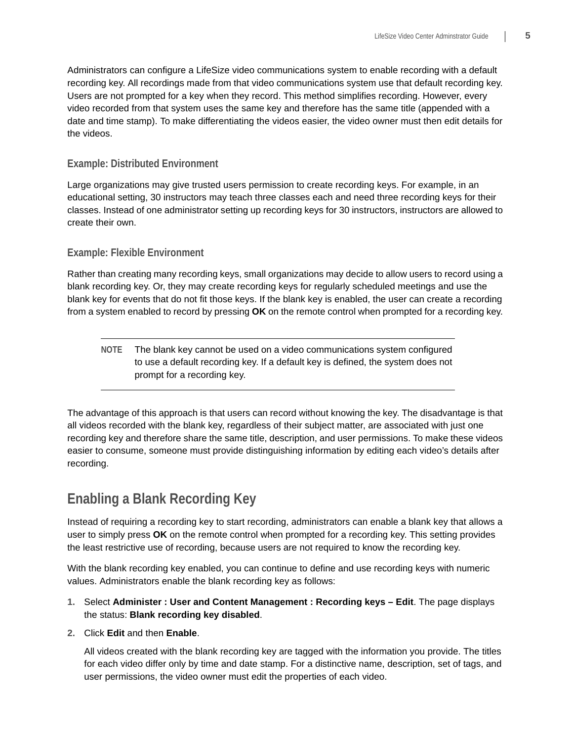Administrators can configure a LifeSize video communications system to enable recording with a default recording key. All recordings made from that video communications system use that default recording key. Users are not prompted for a key when they record. This method simplifies recording. However, every video recorded from that system uses the same key and therefore has the same title (appended with a date and time stamp). To make differentiating the videos easier, the video owner must then edit details for the videos.

### Example: Distributed Environment

Large organizations may give trusted users permission to create recording keys. For example, in an educational setting, 30 instructors may teach three classes each and need three recording keys for their classes. Instead of one administrator setting up recording keys for 30 instructors, instructors are allowed to create their own.

### Example: Flexible Environment

Rather than creating many recording keys, small organizations may decide to allow users to record using a blank recording key. Or, they may create recording keys for regularly scheduled meetings and use the blank key for events that do not fit those keys. If the blank key is enabled, the user can create a recording from a system enabled to record by pressing **OK** on the remote control when prompted for a recording key.

---

**NOTE** The blank key cannot be used on a video communications system configured to use a default recording key. If a default key is defined, the system does not prompt for a recording key.

---

The advantage of this approach is that users can record without knowing the key. The disadvantage is that all videos recorded with the blank key, regardless of their subject matter, are associated with just one recording key and therefore share the same title, description, and user permissions. To make these videos easier to consume, someone must provide distinguishing information by editing each video's details after recording.

## Enabling a Blank Recording Key

Instead of requiring a recording key to start recording, administrators can enable a blank key that allows a user to simply press **OK** on the remote control when prompted for a recording key. This setting provides the least restrictive use of recording, because users are not required to know the recording key.

With the blank recording key enabled, you can continue to define and use recording keys with numeric values. Administrators enable the blank recording key as follows:

1. Select **Administer : User and Content Management : Recording keys – Edit**. The page displays the status: **Blank recording key disabled**.
2. Click **Edit** and then **Enable**.

   All videos created with the blank recording key are tagged with the information you provide. The titles for each video differ only by time and date stamp. For a distinctive name, description, set of tags, and user permissions, the video owner must edit the properties of each video.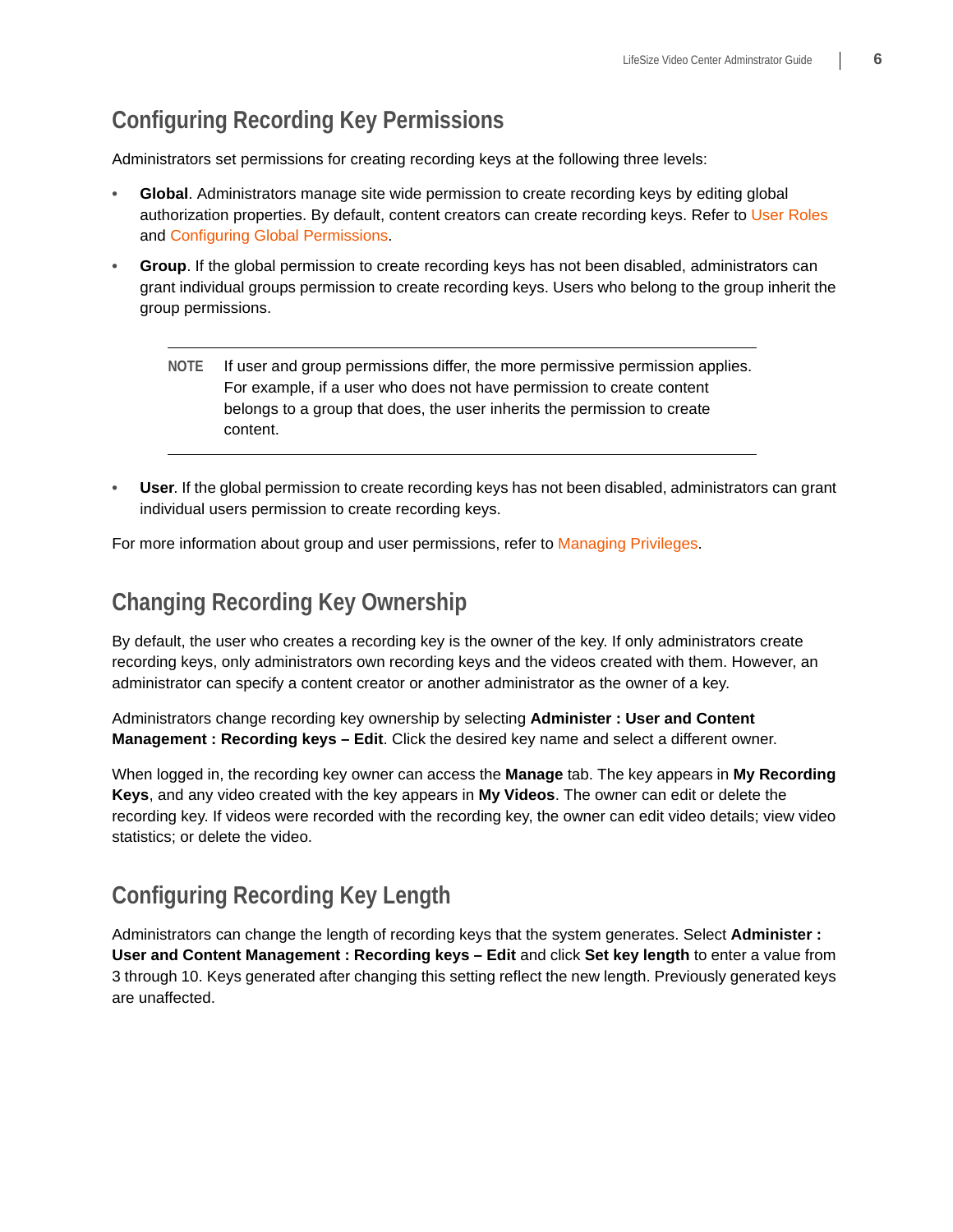## Configuring Recording Key Permissions

Administrators set permissions for creating recording keys at the following three levels:

- **Global**. Administrators manage site wide permission to create recording keys by editing global authorization properties. By default, content creators can create recording keys. Refer to User Roles and Configuring Global Permissions.
- **Group**. If the global permission to create recording keys has not been disabled, administrators can grant individual groups permission to create recording keys. Users who belong to the group inherit the group permissions.

> **NOTE** If user and group permissions differ, the more permissive permission applies. For example, if a user who does not have permission to create content belongs to a group that does, the user inherits the permission to create content.

- **User**. If the global permission to create recording keys has not been disabled, administrators can grant individual users permission to create recording keys.

For more information about group and user permissions, refer to Managing Privileges.

## Changing Recording Key Ownership

By default, the user who creates a recording key is the owner of the key. If only administrators create recording keys, only administrators own recording keys and the videos created with them. However, an administrator can specify a content creator or another administrator as the owner of a key.

Administrators change recording key ownership by selecting **Administer : User and Content Management : Recording keys – Edit**. Click the desired key name and select a different owner.

When logged in, the recording key owner can access the **Manage** tab. The key appears in **My Recording Keys**, and any video created with the key appears in **My Videos**. The owner can edit or delete the recording key. If videos were recorded with the recording key, the owner can edit video details; view video statistics; or delete the video.

## Configuring Recording Key Length

Administrators can change the length of recording keys that the system generates. Select **Administer : User and Content Management : Recording keys – Edit** and click **Set key length** to enter a value from 3 through 10. Keys generated after changing this setting reflect the new length. Previously generated keys are unaffected.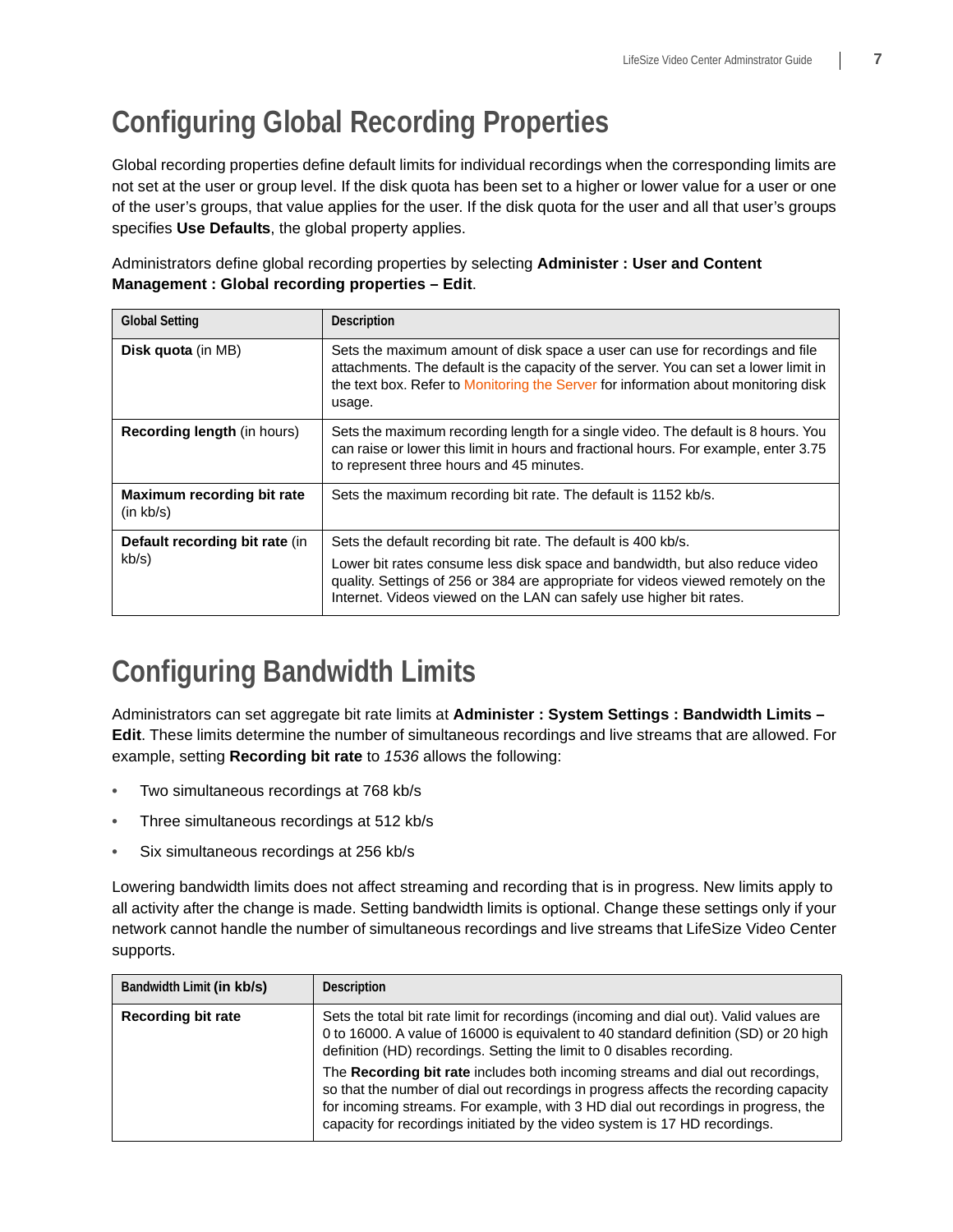# Configuring Global Recording Properties

Global recording properties define default limits for individual recordings when the corresponding limits are not set at the user or group level. If the disk quota has been set to a higher or lower value for a user or one of the user's groups, that value applies for the user. If the disk quota for the user and all that user's groups specifies **Use Defaults**, the global property applies.

Administrators define global recording properties by selecting **Administer : User and Content Management : Global recording properties – Edit**.

| Global Setting | Description |
|---|---|
| **Disk quota** (in MB) | Sets the maximum amount of disk space a user can use for recordings and file attachments. The default is the capacity of the server. You can set a lower limit in the text box. Refer to Monitoring the Server for information about monitoring disk usage. |
| **Recording length** (in hours) | Sets the maximum recording length for a single video. The default is 8 hours. You can raise or lower this limit in hours and fractional hours. For example, enter 3.75 to represent three hours and 45 minutes. |
| **Maximum recording bit rate** (in kb/s) | Sets the maximum recording bit rate. The default is 1152 kb/s. |
| **Default recording bit rate** (in kb/s) | Sets the default recording bit rate. The default is 400 kb/s.<br><br>Lower bit rates consume less disk space and bandwidth, but also reduce video quality. Settings of 256 or 384 are appropriate for videos viewed remotely on the Internet. Videos viewed on the LAN can safely use higher bit rates. |

# Configuring Bandwidth Limits

Administrators can set aggregate bit rate limits at **Administer : System Settings : Bandwidth Limits – Edit**. These limits determine the number of simultaneous recordings and live streams that are allowed. For example, setting **Recording bit rate** to *1536* allows the following:

- Two simultaneous recordings at 768 kb/s
- Three simultaneous recordings at 512 kb/s
- Six simultaneous recordings at 256 kb/s

Lowering bandwidth limits does not affect streaming and recording that is in progress. New limits apply to all activity after the change is made. Setting bandwidth limits is optional. Change these settings only if your network cannot handle the number of simultaneous recordings and live streams that LifeSize Video Center supports.

| Bandwidth Limit **(in kb/s)** | Description |
|---|---|
| **Recording bit rate** | Sets the total bit rate limit for recordings (incoming and dial out). Valid values are 0 to 16000. A value of 16000 is equivalent to 40 standard definition (SD) or 20 high definition (HD) recordings. Setting the limit to 0 disables recording.<br><br>The **Recording bit rate** includes both incoming streams and dial out recordings, so that the number of dial out recordings in progress affects the recording capacity for incoming streams. For example, with 3 HD dial out recordings in progress, the capacity for recordings initiated by the video system is 17 HD recordings. |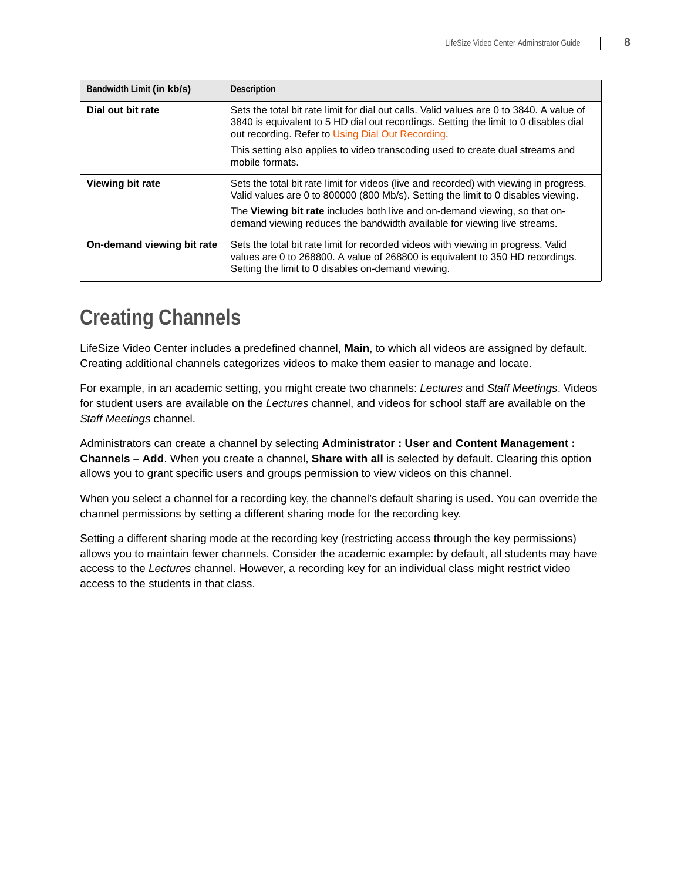| Bandwidth Limit (in kb/s) | Description |
| --- | --- |
| **Dial out bit rate** | Sets the total bit rate limit for dial out calls. Valid values are 0 to 3840. A value of 3840 is equivalent to 5 HD dial out recordings. Setting the limit to 0 disables dial out recording. Refer to Using Dial Out Recording.<br><br>This setting also applies to video transcoding used to create dual streams and mobile formats. |
| **Viewing bit rate** | Sets the total bit rate limit for videos (live and recorded) with viewing in progress. Valid values are 0 to 800000 (800 Mb/s). Setting the limit to 0 disables viewing.<br><br>The **Viewing bit rate** includes both live and on-demand viewing, so that on-demand viewing reduces the bandwidth available for viewing live streams. |
| **On-demand viewing bit rate** | Sets the total bit rate limit for recorded videos with viewing in progress. Valid values are 0 to 268800. A value of 268800 is equivalent to 350 HD recordings. Setting the limit to 0 disables on-demand viewing. |

# Creating Channels

LifeSize Video Center includes a predefined channel, **Main**, to which all videos are assigned by default. Creating additional channels categorizes videos to make them easier to manage and locate.

For example, in an academic setting, you might create two channels: *Lectures* and *Staff Meetings*. Videos for student users are available on the *Lectures* channel, and videos for school staff are available on the *Staff Meetings* channel.

Administrators can create a channel by selecting **Administrator : User and Content Management : Channels – Add**. When you create a channel, **Share with all** is selected by default. Clearing this option allows you to grant specific users and groups permission to view videos on this channel.

When you select a channel for a recording key, the channel's default sharing is used. You can override the channel permissions by setting a different sharing mode for the recording key.

Setting a different sharing mode at the recording key (restricting access through the key permissions) allows you to maintain fewer channels. Consider the academic example: by default, all students may have access to the *Lectures* channel. However, a recording key for an individual class might restrict video access to the students in that class.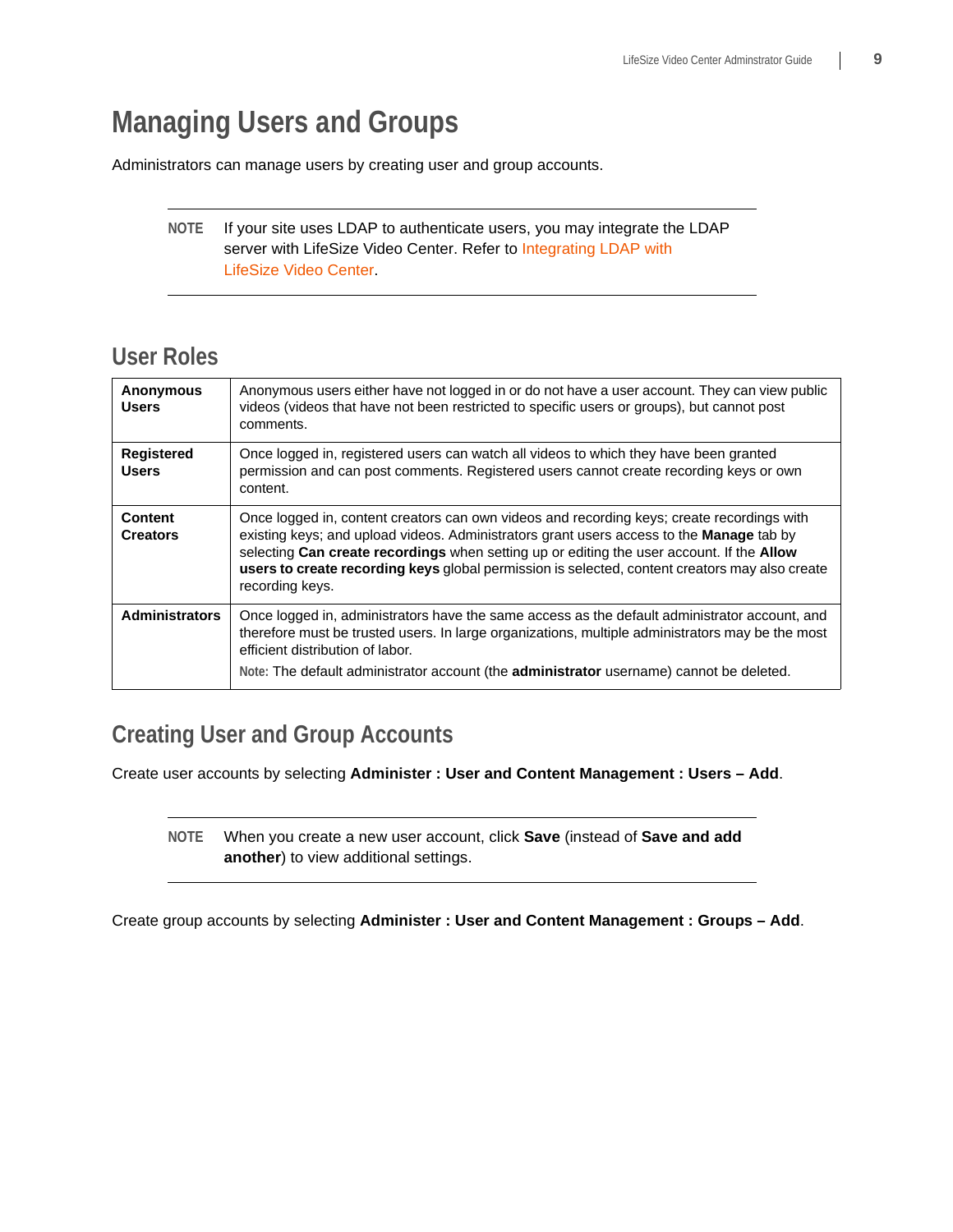# Managing Users and Groups

Administrators can manage users by creating user and group accounts.

> **NOTE** If your site uses LDAP to authenticate users, you may integrate the LDAP server with LifeSize Video Center. Refer to Integrating LDAP with LifeSize Video Center.

## User Roles

| | |
|---|---|
| **Anonymous Users** | Anonymous users either have not logged in or do not have a user account. They can view public videos (videos that have not been restricted to specific users or groups), but cannot post comments. |
| **Registered Users** | Once logged in, registered users can watch all videos to which they have been granted permission and can post comments. Registered users cannot create recording keys or own content. |
| **Content Creators** | Once logged in, content creators can own videos and recording keys; create recordings with existing keys; and upload videos. Administrators grant users access to the **Manage** tab by selecting **Can create recordings** when setting up or editing the user account. If the **Allow users to create recording keys** global permission is selected, content creators may also create recording keys. |
| **Administrators** | Once logged in, administrators have the same access as the default administrator account, and therefore must be trusted users. In large organizations, multiple administrators may be the most efficient distribution of labor.<br><br>Note: The default administrator account (the **administrator** username) cannot be deleted. |

## Creating User and Group Accounts

Create user accounts by selecting **Administer : User and Content Management : Users – Add**.

> **NOTE** When you create a new user account, click **Save** (instead of **Save and add another**) to view additional settings.

Create group accounts by selecting **Administer : User and Content Management : Groups – Add**.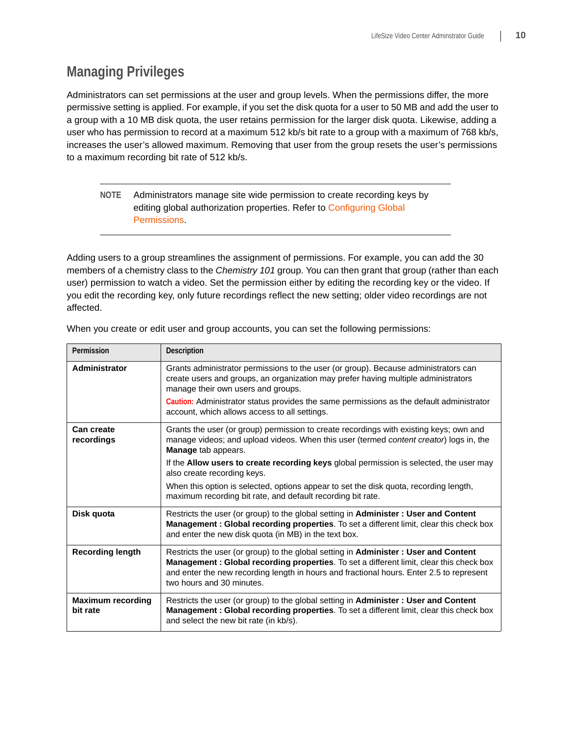## Managing Privileges

Administrators can set permissions at the user and group levels. When the permissions differ, the more permissive setting is applied. For example, if you set the disk quota for a user to 50 MB and add the user to a group with a 10 MB disk quota, the user retains permission for the larger disk quota. Likewise, adding a user who has permission to record at a maximum 512 kb/s bit rate to a group with a maximum of 768 kb/s, increases the user's allowed maximum. Removing that user from the group resets the user's permissions to a maximum recording bit rate of 512 kb/s.

---

**NOTE** Administrators manage site wide permission to create recording keys by editing global authorization properties. Refer to Configuring Global Permissions.

---

Adding users to a group streamlines the assignment of permissions. For example, you can add the 30 members of a chemistry class to the *Chemistry 101* group. You can then grant that group (rather than each user) permission to watch a video. Set the permission either by editing the recording key or the video. If you edit the recording key, only future recordings reflect the new setting; older video recordings are not affected.

When you create or edit user and group accounts, you can set the following permissions:

| Permission | Description |
|---|---|
| **Administrator** | Grants administrator permissions to the user (or group). Because administrators can create users and groups, an organization may prefer having multiple administrators manage their own users and groups.<br>**Caution:** Administrator status provides the same permissions as the default administrator account, which allows access to all settings. |
| **Can create recordings** | Grants the user (or group) permission to create recordings with existing keys; own and manage videos; and upload videos. When this user (termed *content creator*) logs in, the **Manage** tab appears.<br>If the **Allow users to create recording keys** global permission is selected, the user may also create recording keys.<br>When this option is selected, options appear to set the disk quota, recording length, maximum recording bit rate, and default recording bit rate. |
| **Disk quota** | Restricts the user (or group) to the global setting in **Administer : User and Content Management : Global recording properties**. To set a different limit, clear this check box and enter the new disk quota (in MB) in the text box. |
| **Recording length** | Restricts the user (or group) to the global setting in **Administer : User and Content Management : Global recording properties**. To set a different limit, clear this check box and enter the new recording length in hours and fractional hours. Enter 2.5 to represent two hours and 30 minutes. |
| **Maximum recording bit rate** | Restricts the user (or group) to the global setting in **Administer : User and Content Management : Global recording properties**. To set a different limit, clear this check box and select the new bit rate (in kb/s). |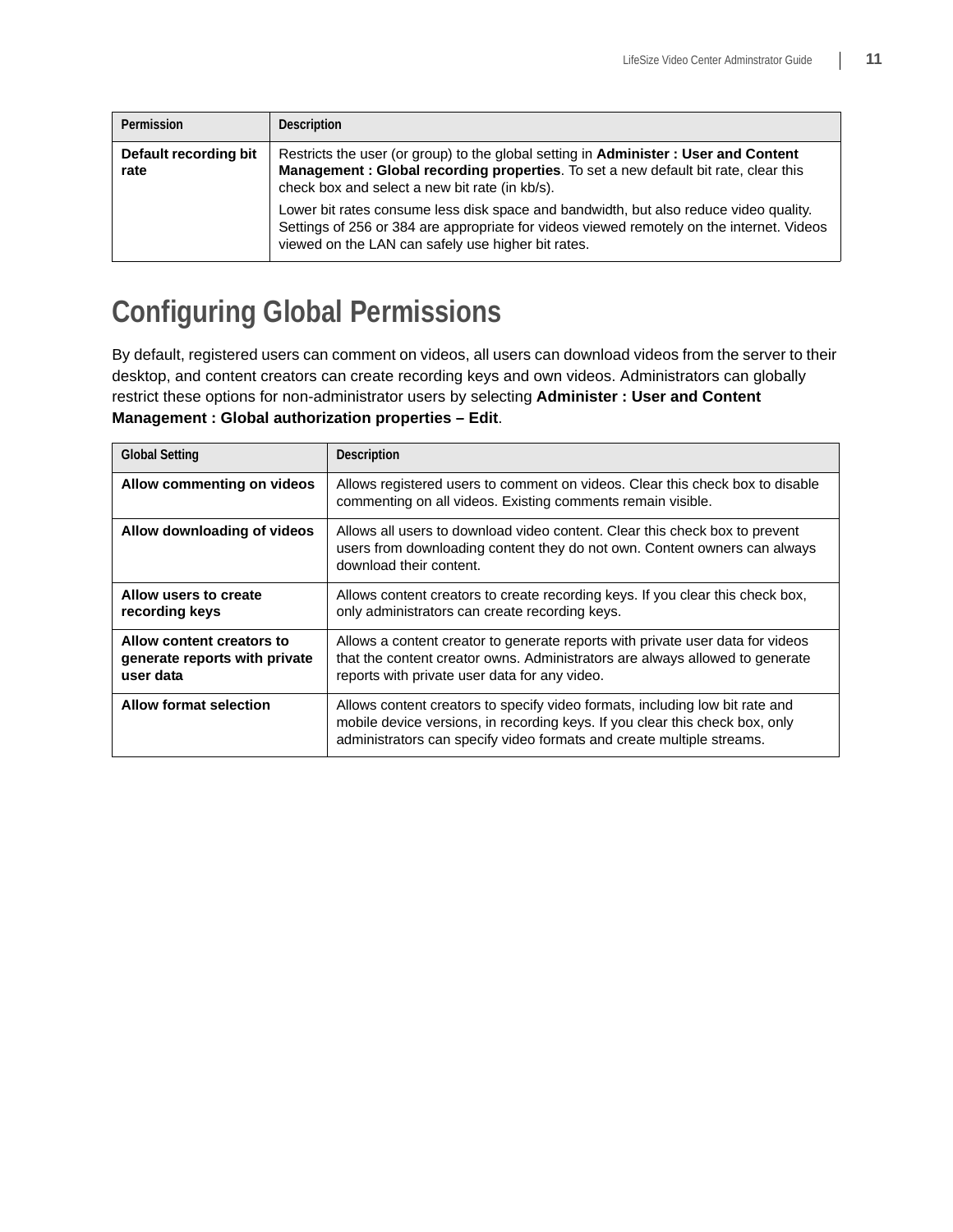| Permission | Description |
| --- | --- |
| **Default recording bit rate** | Restricts the user (or group) to the global setting in **Administer : User and Content Management : Global recording properties**. To set a new default bit rate, clear this check box and select a new bit rate (in kb/s).<br><br>Lower bit rates consume less disk space and bandwidth, but also reduce video quality. Settings of 256 or 384 are appropriate for videos viewed remotely on the internet. Videos viewed on the LAN can safely use higher bit rates. |

# Configuring Global Permissions

By default, registered users can comment on videos, all users can download videos from the server to their desktop, and content creators can create recording keys and own videos. Administrators can globally restrict these options for non-administrator users by selecting **Administer : User and Content Management : Global authorization properties – Edit**.

| Global Setting | Description |
| --- | --- |
| **Allow commenting on videos** | Allows registered users to comment on videos. Clear this check box to disable commenting on all videos. Existing comments remain visible. |
| **Allow downloading of videos** | Allows all users to download video content. Clear this check box to prevent users from downloading content they do not own. Content owners can always download their content. |
| **Allow users to create recording keys** | Allows content creators to create recording keys. If you clear this check box, only administrators can create recording keys. |
| **Allow content creators to generate reports with private user data** | Allows a content creator to generate reports with private user data for videos that the content creator owns. Administrators are always allowed to generate reports with private user data for any video. |
| **Allow format selection** | Allows content creators to specify video formats, including low bit rate and mobile device versions, in recording keys. If you clear this check box, only administrators can specify video formats and create multiple streams. |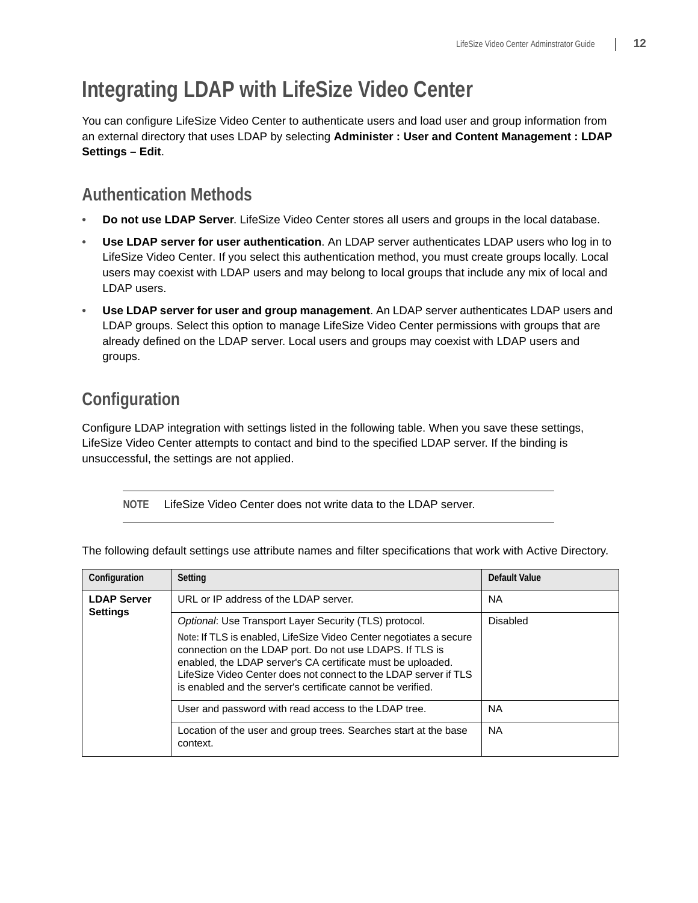# Integrating LDAP with LifeSize Video Center

You can configure LifeSize Video Center to authenticate users and load user and group information from an external directory that uses LDAP by selecting **Administer : User and Content Management : LDAP Settings – Edit**.

## Authentication Methods

- **Do not use LDAP Server**. LifeSize Video Center stores all users and groups in the local database.
- **Use LDAP server for user authentication**. An LDAP server authenticates LDAP users who log in to LifeSize Video Center. If you select this authentication method, you must create groups locally. Local users may coexist with LDAP users and may belong to local groups that include any mix of local and LDAP users.
- **Use LDAP server for user and group management**. An LDAP server authenticates LDAP users and LDAP groups. Select this option to manage LifeSize Video Center permissions with groups that are already defined on the LDAP server. Local users and groups may coexist with LDAP users and groups.

## Configuration

Configure LDAP integration with settings listed in the following table. When you save these settings, LifeSize Video Center attempts to contact and bind to the specified LDAP server. If the binding is unsuccessful, the settings are not applied.

---

**NOTE** LifeSize Video Center does not write data to the LDAP server.

---

The following default settings use attribute names and filter specifications that work with Active Directory.

| Configuration | Setting | Default Value |
|---|---|---|
| **LDAP Server Settings** | URL or IP address of the LDAP server. | NA |
| | *Optional*: Use Transport Layer Security (TLS) protocol.<br>**Note:** If TLS is enabled, LifeSize Video Center negotiates a secure connection on the LDAP port. Do not use LDAPS. If TLS is enabled, the LDAP server's CA certificate must be uploaded. LifeSize Video Center does not connect to the LDAP server if TLS is enabled and the server's certificate cannot be verified. | Disabled |
| | User and password with read access to the LDAP tree. | NA |
| | Location of the user and group trees. Searches start at the base context. | NA |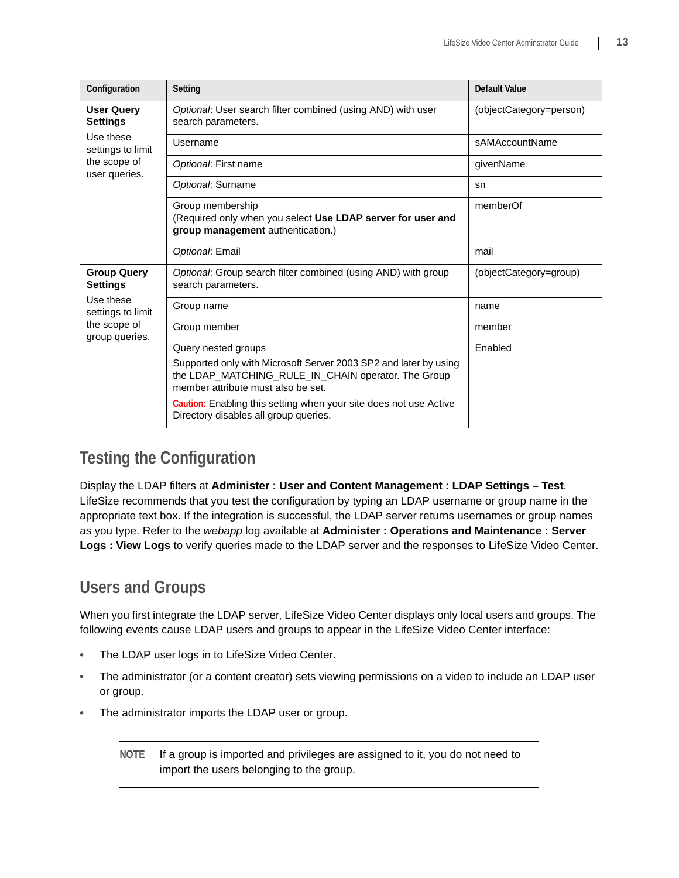| Configuration | Setting | Default Value |
|---|---|---|
| **User Query Settings** Use these settings to limit the scope of user queries. | *Optional*: User search filter combined (using AND) with user search parameters. | (objectCategory=person) |
| | Username | sAMAccountName |
| | *Optional*: First name | givenName |
| | *Optional*: Surname | sn |
| | Group membership (Required only when you select **Use LDAP server for user and group management** authentication.) | memberOf |
| | *Optional*: Email | mail |
| **Group Query Settings** Use these settings to limit the scope of group queries. | *Optional*: Group search filter combined (using AND) with group search parameters. | (objectCategory=group) |
| | Group name | name |
| | Group member | member |
| | Query nested groups<br>Supported only with Microsoft Server 2003 SP2 and later by using the LDAP_MATCHING_RULE_IN_CHAIN operator. The Group member attribute must also be set.<br>**Caution:** Enabling this setting when your site does not use Active Directory disables all group queries. | Enabled |

## Testing the Configuration

Display the LDAP filters at **Administer : User and Content Management : LDAP Settings – Test**. LifeSize recommends that you test the configuration by typing an LDAP username or group name in the appropriate text box. If the integration is successful, the LDAP server returns usernames or group names as you type. Refer to the *webapp* log available at **Administer : Operations and Maintenance : Server Logs : View Logs** to verify queries made to the LDAP server and the responses to LifeSize Video Center.

## Users and Groups

When you first integrate the LDAP server, LifeSize Video Center displays only local users and groups. The following events cause LDAP users and groups to appear in the LifeSize Video Center interface:

- The LDAP user logs in to LifeSize Video Center.
- The administrator (or a content creator) sets viewing permissions on a video to include an LDAP user or group.
- The administrator imports the LDAP user or group.

> **NOTE** If a group is imported and privileges are assigned to it, you do not need to import the users belonging to the group.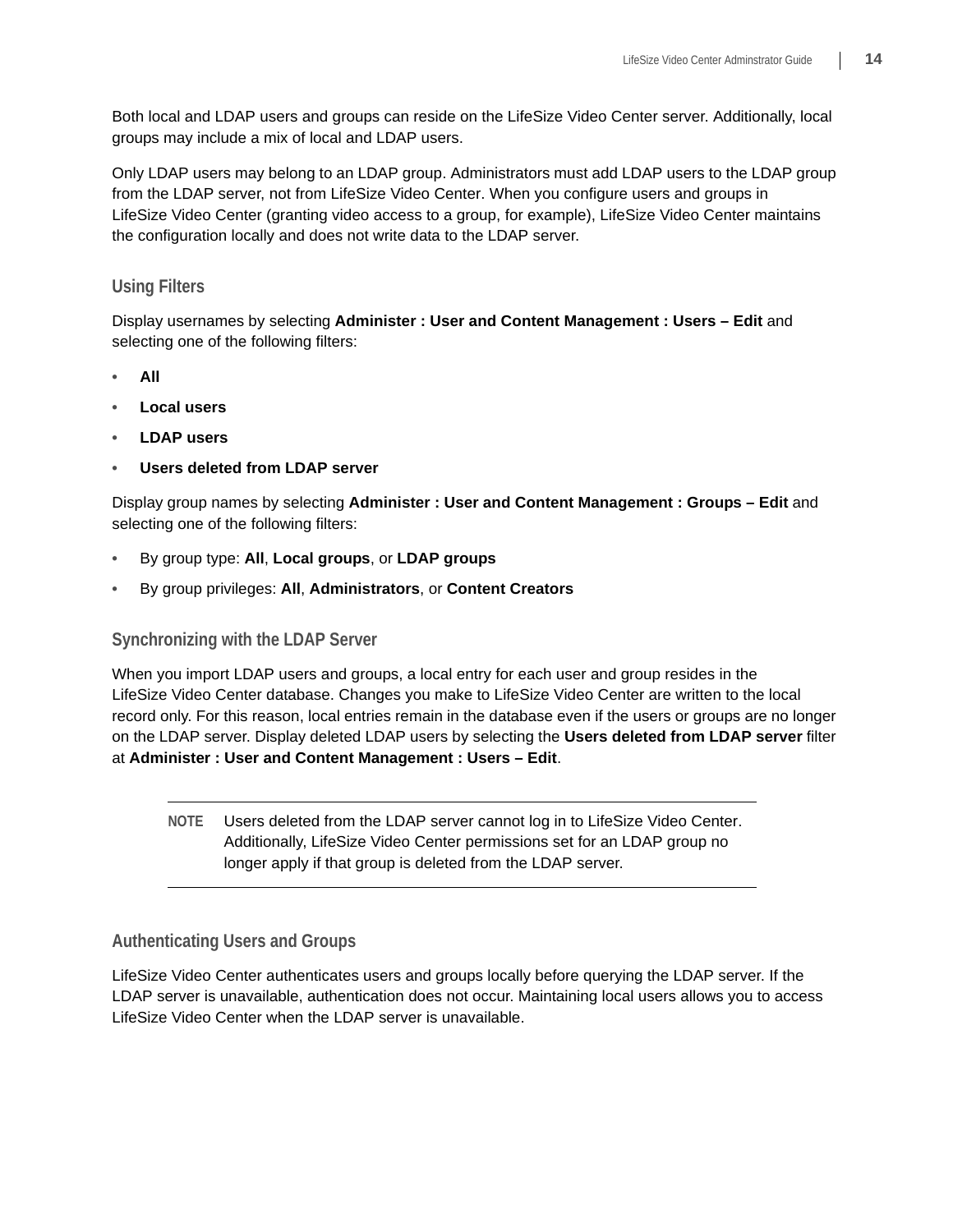Both local and LDAP users and groups can reside on the LifeSize Video Center server. Additionally, local groups may include a mix of local and LDAP users.

Only LDAP users may belong to an LDAP group. Administrators must add LDAP users to the LDAP group from the LDAP server, not from LifeSize Video Center. When you configure users and groups in LifeSize Video Center (granting video access to a group, for example), LifeSize Video Center maintains the configuration locally and does not write data to the LDAP server.

### Using Filters

Display usernames by selecting **Administer : User and Content Management : Users – Edit** and selecting one of the following filters:

- **All**
- **Local users**
- **LDAP users**
- **Users deleted from LDAP server**

Display group names by selecting **Administer : User and Content Management : Groups – Edit** and selecting one of the following filters:

- By group type: **All**, **Local groups**, or **LDAP groups**
- By group privileges: **All**, **Administrators**, or **Content Creators**

### Synchronizing with the LDAP Server

When you import LDAP users and groups, a local entry for each user and group resides in the LifeSize Video Center database. Changes you make to LifeSize Video Center are written to the local record only. For this reason, local entries remain in the database even if the users or groups are no longer on the LDAP server. Display deleted LDAP users by selecting the **Users deleted from LDAP server** filter at **Administer : User and Content Management : Users – Edit**.

> **NOTE** Users deleted from the LDAP server cannot log in to LifeSize Video Center. Additionally, LifeSize Video Center permissions set for an LDAP group no longer apply if that group is deleted from the LDAP server.

### Authenticating Users and Groups

LifeSize Video Center authenticates users and groups locally before querying the LDAP server. If the LDAP server is unavailable, authentication does not occur. Maintaining local users allows you to access LifeSize Video Center when the LDAP server is unavailable.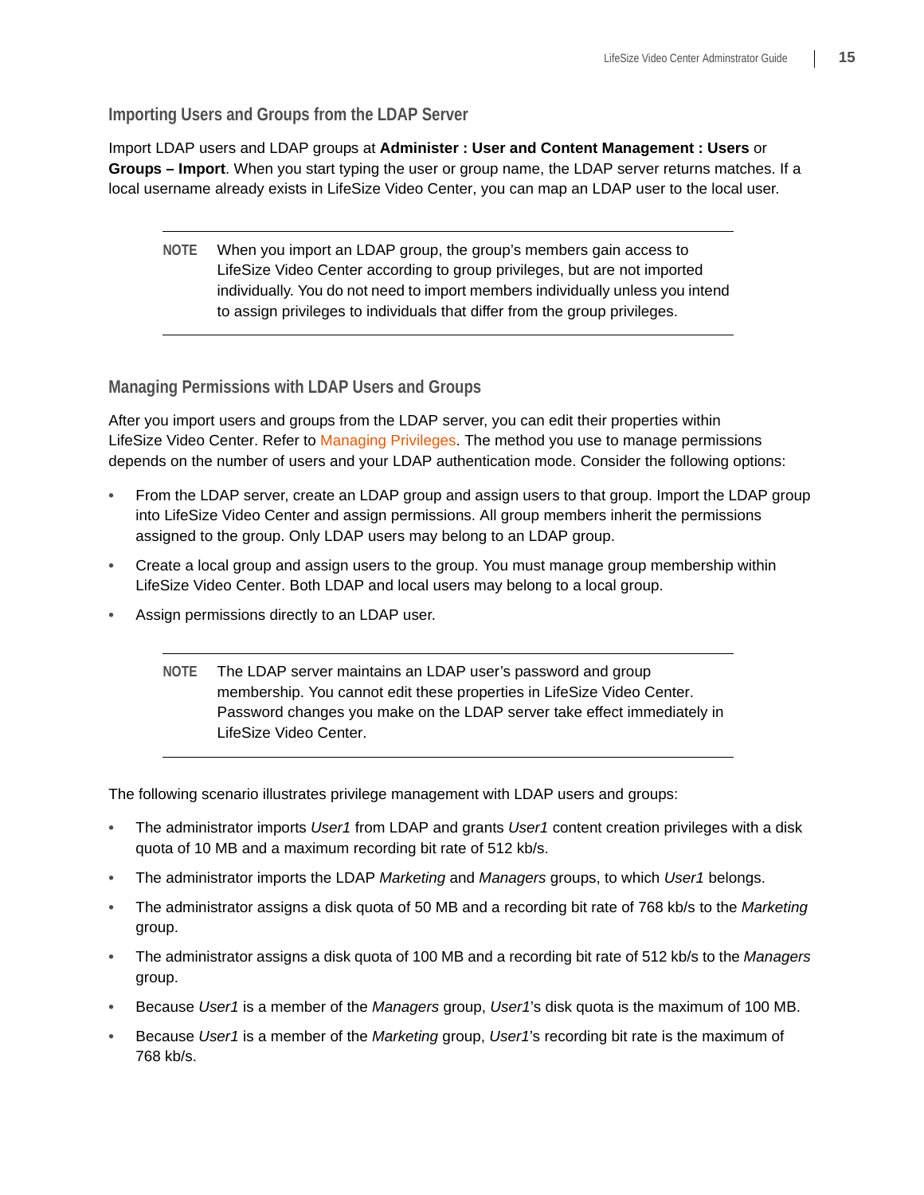### Importing Users and Groups from the LDAP Server

Import LDAP users and LDAP groups at **Administer : User and Content Management : Users** or **Groups – Import**. When you start typing the user or group name, the LDAP server returns matches. If a local username already exists in LifeSize Video Center, you can map an LDAP user to the local user.

> **NOTE** When you import an LDAP group, the group's members gain access to LifeSize Video Center according to group privileges, but are not imported individually. You do not need to import members individually unless you intend to assign privileges to individuals that differ from the group privileges.

### Managing Permissions with LDAP Users and Groups

After you import users and groups from the LDAP server, you can edit their properties within LifeSize Video Center. Refer to Managing Privileges. The method you use to manage permissions depends on the number of users and your LDAP authentication mode. Consider the following options:

- From the LDAP server, create an LDAP group and assign users to that group. Import the LDAP group into LifeSize Video Center and assign permissions. All group members inherit the permissions assigned to the group. Only LDAP users may belong to an LDAP group.
- Create a local group and assign users to the group. You must manage group membership within LifeSize Video Center. Both LDAP and local users may belong to a local group.
- Assign permissions directly to an LDAP user.

> **NOTE** The LDAP server maintains an LDAP user's password and group membership. You cannot edit these properties in LifeSize Video Center. Password changes you make on the LDAP server take effect immediately in LifeSize Video Center.

The following scenario illustrates privilege management with LDAP users and groups:

- The administrator imports *User1* from LDAP and grants *User1* content creation privileges with a disk quota of 10 MB and a maximum recording bit rate of 512 kb/s.
- The administrator imports the LDAP *Marketing* and *Managers* groups, to which *User1* belongs.
- The administrator assigns a disk quota of 50 MB and a recording bit rate of 768 kb/s to the *Marketing* group.
- The administrator assigns a disk quota of 100 MB and a recording bit rate of 512 kb/s to the *Managers* group.
- Because *User1* is a member of the *Managers* group, *User1*'s disk quota is the maximum of 100 MB.
- Because *User1* is a member of the *Marketing* group, *User1*'s recording bit rate is the maximum of 768 kb/s.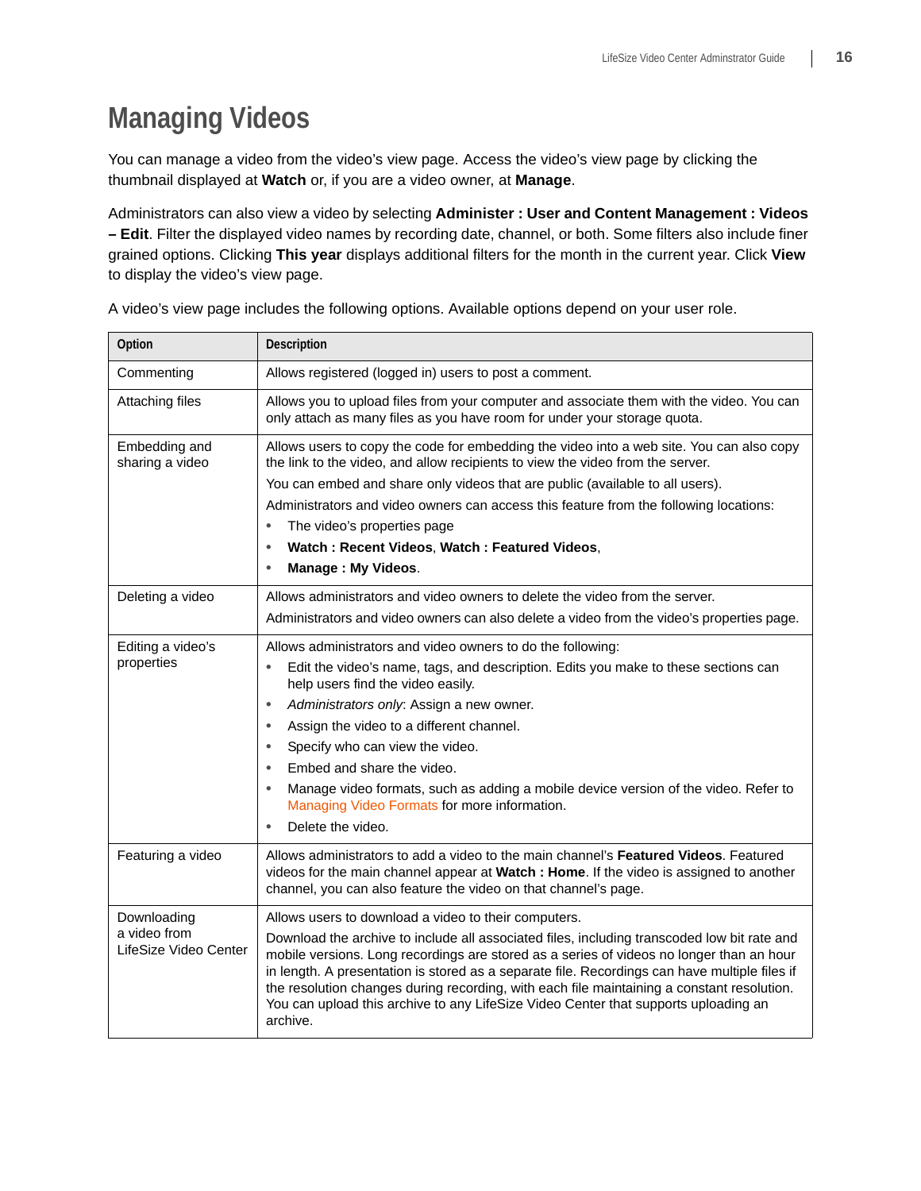# Managing Videos

You can manage a video from the video's view page. Access the video's view page by clicking the thumbnail displayed at **Watch** or, if you are a video owner, at **Manage**.

Administrators can also view a video by selecting **Administer : User and Content Management : Videos – Edit**. Filter the displayed video names by recording date, channel, or both. Some filters also include finer grained options. Clicking **This year** displays additional filters for the month in the current year. Click **View** to display the video's view page.

A video's view page includes the following options. Available options depend on your user role.

| Option | Description |
|---|---|
| Commenting | Allows registered (logged in) users to post a comment. |
| Attaching files | Allows you to upload files from your computer and associate them with the video. You can only attach as many files as you have room for under your storage quota. |
| Embedding and sharing a video | Allows users to copy the code for embedding the video into a web site. You can also copy the link to the video, and allow recipients to view the video from the server.<br>You can embed and share only videos that are public (available to all users).<br>Administrators and video owners can access this feature from the following locations:<br>• The video's properties page<br>• **Watch : Recent Videos**, **Watch : Featured Videos**,<br>• **Manage : My Videos**. |
| Deleting a video | Allows administrators and video owners to delete the video from the server.<br>Administrators and video owners can also delete a video from the video's properties page. |
| Editing a video's properties | Allows administrators and video owners to do the following:<br>• Edit the video's name, tags, and description. Edits you make to these sections can help users find the video easily.<br>• *Administrators only*: Assign a new owner.<br>• Assign the video to a different channel.<br>• Specify who can view the video.<br>• Embed and share the video.<br>• Manage video formats, such as adding a mobile device version of the video. Refer to Managing Video Formats for more information.<br>• Delete the video. |
| Featuring a video | Allows administrators to add a video to the main channel's **Featured Videos**. Featured videos for the main channel appear at **Watch : Home**. If the video is assigned to another channel, you can also feature the video on that channel's page. |
| Downloading a video from LifeSize Video Center | Allows users to download a video to their computers.<br>Download the archive to include all associated files, including transcoded low bit rate and mobile versions. Long recordings are stored as a series of videos no longer than an hour in length. A presentation is stored as a separate file. Recordings can have multiple files if the resolution changes during recording, with each file maintaining a constant resolution. You can upload this archive to any LifeSize Video Center that supports uploading an archive. |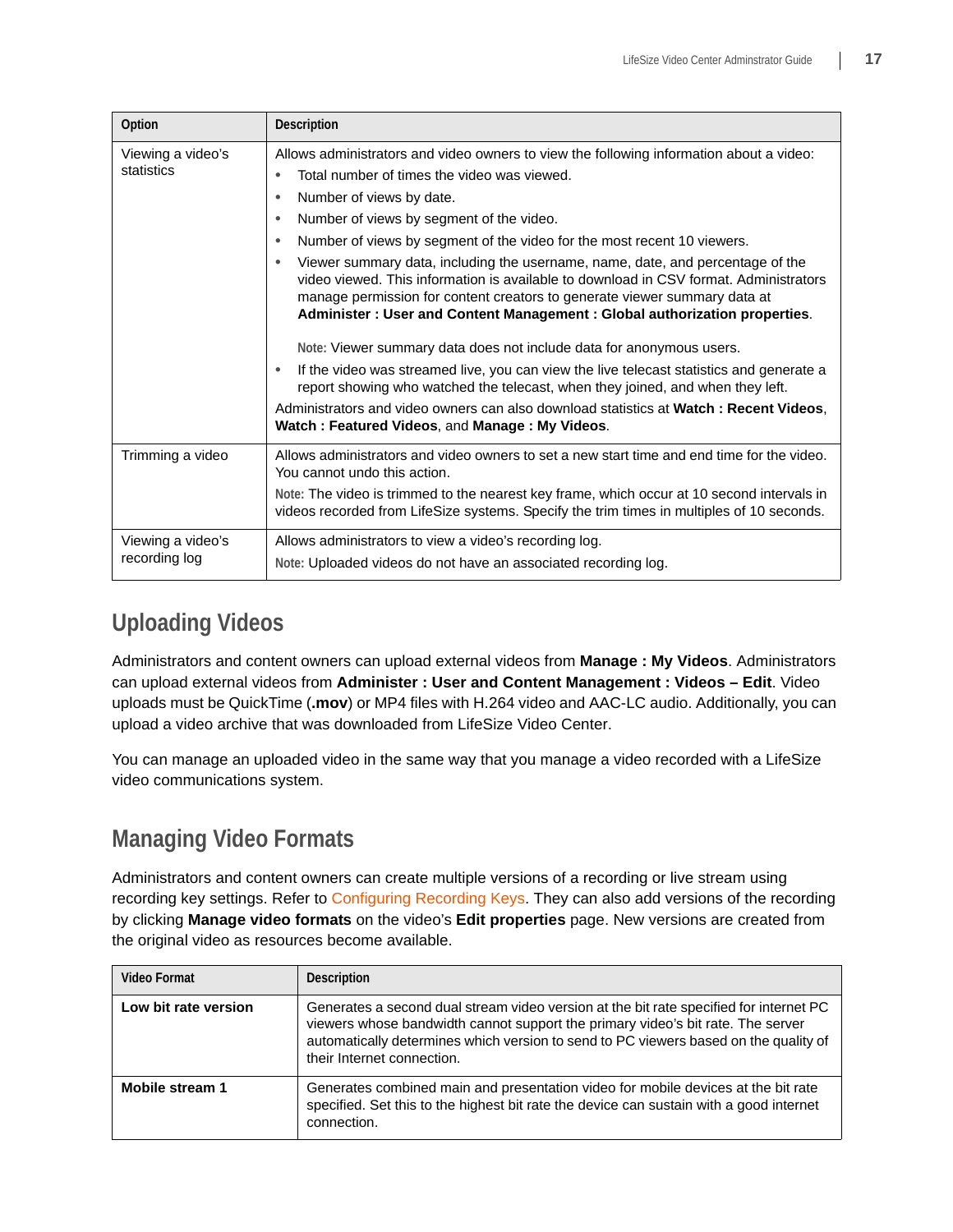| Option | Description |
| --- | --- |
| Viewing a video's statistics | Allows administrators and video owners to view the following information about a video:<br>• Total number of times the video was viewed.<br>• Number of views by date.<br>• Number of views by segment of the video.<br>• Number of views by segment of the video for the most recent 10 viewers.<br>• Viewer summary data, including the username, name, date, and percentage of the video viewed. This information is available to download in CSV format. Administrators manage permission for content creators to generate viewer summary data at **Administer : User and Content Management : Global authorization properties**.<br><br>Note: Viewer summary data does not include data for anonymous users.<br>• If the video was streamed live, you can view the live telecast statistics and generate a report showing who watched the telecast, when they joined, and when they left.<br><br>Administrators and video owners can also download statistics at **Watch : Recent Videos**, **Watch : Featured Videos**, and **Manage : My Videos**. |
| Trimming a video | Allows administrators and video owners to set a new start time and end time for the video. You cannot undo this action.<br><br>Note: The video is trimmed to the nearest key frame, which occur at 10 second intervals in videos recorded from LifeSize systems. Specify the trim times in multiples of 10 seconds. |
| Viewing a video's recording log | Allows administrators to view a video's recording log.<br><br>Note: Uploaded videos do not have an associated recording log. |

## Uploading Videos

Administrators and content owners can upload external videos from **Manage : My Videos**. Administrators can upload external videos from **Administer : User and Content Management : Videos – Edit**. Video uploads must be QuickTime (**.mov**) or MP4 files with H.264 video and AAC-LC audio. Additionally, you can upload a video archive that was downloaded from LifeSize Video Center.

You can manage an uploaded video in the same way that you manage a video recorded with a LifeSize video communications system.

## Managing Video Formats

Administrators and content owners can create multiple versions of a recording or live stream using recording key settings. Refer to Configuring Recording Keys. They can also add versions of the recording by clicking **Manage video formats** on the video's **Edit properties** page. New versions are created from the original video as resources become available.

| Video Format | Description |
| --- | --- |
| **Low bit rate version** | Generates a second dual stream video version at the bit rate specified for internet PC viewers whose bandwidth cannot support the primary video's bit rate. The server automatically determines which version to send to PC viewers based on the quality of their Internet connection. |
| **Mobile stream 1** | Generates combined main and presentation video for mobile devices at the bit rate specified. Set this to the highest bit rate the device can sustain with a good internet connection. |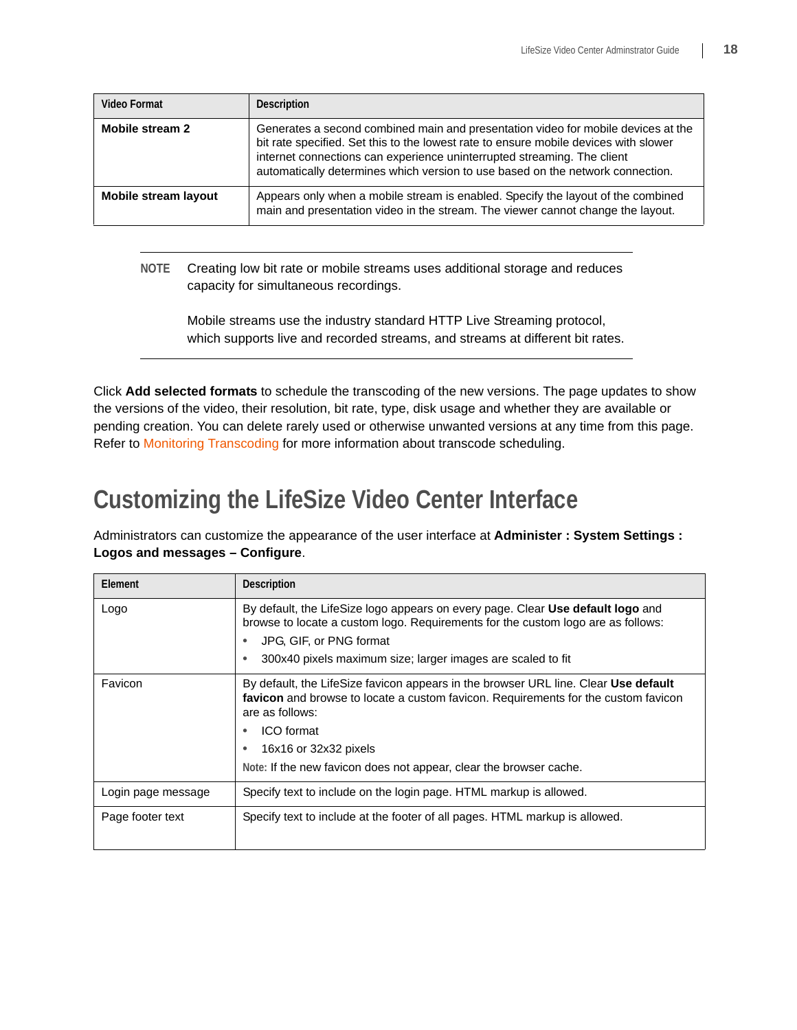| Video Format | Description |
|---|---|
| **Mobile stream 2** | Generates a second combined main and presentation video for mobile devices at the bit rate specified. Set this to the lowest rate to ensure mobile devices with slower internet connections can experience uninterrupted streaming. The client automatically determines which version to use based on the network connection. |
| **Mobile stream layout** | Appears only when a mobile stream is enabled. Specify the layout of the combined main and presentation video in the stream. The viewer cannot change the layout. |

---

**NOTE** Creating low bit rate or mobile streams uses additional storage and reduces capacity for simultaneous recordings.

Mobile streams use the industry standard HTTP Live Streaming protocol, which supports live and recorded streams, and streams at different bit rates.

---

Click **Add selected formats** to schedule the transcoding of the new versions. The page updates to show the versions of the video, their resolution, bit rate, type, disk usage and whether they are available or pending creation. You can delete rarely used or otherwise unwanted versions at any time from this page. Refer to Monitoring Transcoding for more information about transcode scheduling.

## Customizing the LifeSize Video Center Interface

Administrators can customize the appearance of the user interface at **Administer : System Settings : Logos and messages – Configure**.

| Element | Description |
|---|---|
| Logo | By default, the LifeSize logo appears on every page. Clear **Use default logo** and browse to locate a custom logo. Requirements for the custom logo are as follows:<br>• JPG, GIF, or PNG format<br>• 300x40 pixels maximum size; larger images are scaled to fit |
| Favicon | By default, the LifeSize favicon appears in the browser URL line. Clear **Use default favicon** and browse to locate a custom favicon. Requirements for the custom favicon are as follows:<br>• ICO format<br>• 16x16 or 32x32 pixels<br>Note: If the new favicon does not appear, clear the browser cache. |
| Login page message | Specify text to include on the login page. HTML markup is allowed. |
| Page footer text | Specify text to include at the footer of all pages. HTML markup is allowed. |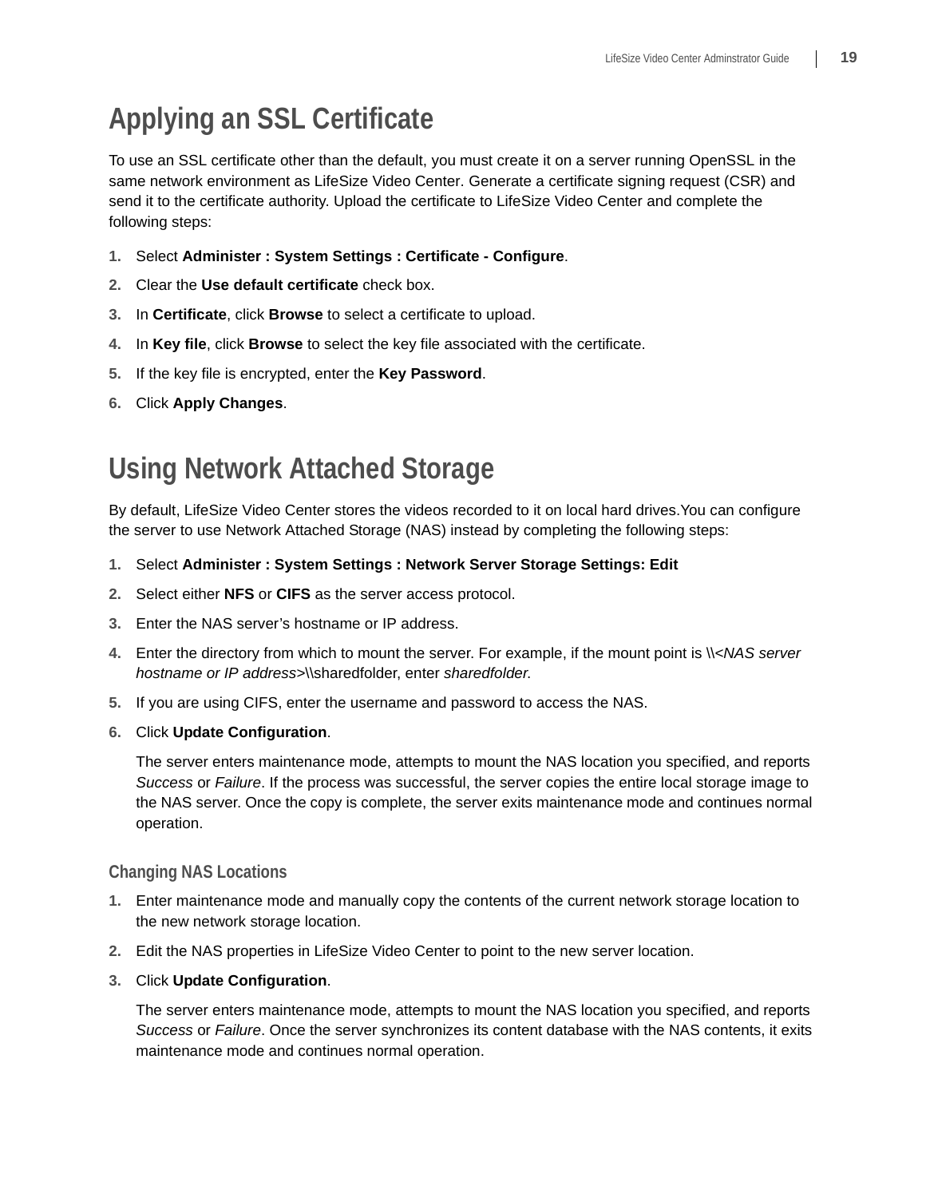# Applying an SSL Certificate

To use an SSL certificate other than the default, you must create it on a server running OpenSSL in the same network environment as LifeSize Video Center. Generate a certificate signing request (CSR) and send it to the certificate authority. Upload the certificate to LifeSize Video Center and complete the following steps:

1. Select **Administer : System Settings : Certificate - Configure**.
2. Clear the **Use default certificate** check box.
3. In **Certificate**, click **Browse** to select a certificate to upload.
4. In **Key file**, click **Browse** to select the key file associated with the certificate.
5. If the key file is encrypted, enter the **Key Password**.
6. Click **Apply Changes**.

# Using Network Attached Storage

By default, LifeSize Video Center stores the videos recorded to it on local hard drives.You can configure the server to use Network Attached Storage (NAS) instead by completing the following steps:

1. Select **Administer : System Settings : Network Server Storage Settings: Edit**
2. Select either **NFS** or **CIFS** as the server access protocol.
3. Enter the NAS server's hostname or IP address.
4. Enter the directory from which to mount the server. For example, if the mount point is \\<*NAS server hostname or IP address*>\\sharedfolder, enter *sharedfolder*.
5. If you are using CIFS, enter the username and password to access the NAS.
6. Click **Update Configuration**.

   The server enters maintenance mode, attempts to mount the NAS location you specified, and reports *Success* or *Failure*. If the process was successful, the server copies the entire local storage image to the NAS server. Once the copy is complete, the server exits maintenance mode and continues normal operation.

## Changing NAS Locations

1. Enter maintenance mode and manually copy the contents of the current network storage location to the new network storage location.
2. Edit the NAS properties in LifeSize Video Center to point to the new server location.
3. Click **Update Configuration**.

   The server enters maintenance mode, attempts to mount the NAS location you specified, and reports *Success* or *Failure*. Once the server synchronizes its content database with the NAS contents, it exits maintenance mode and continues normal operation.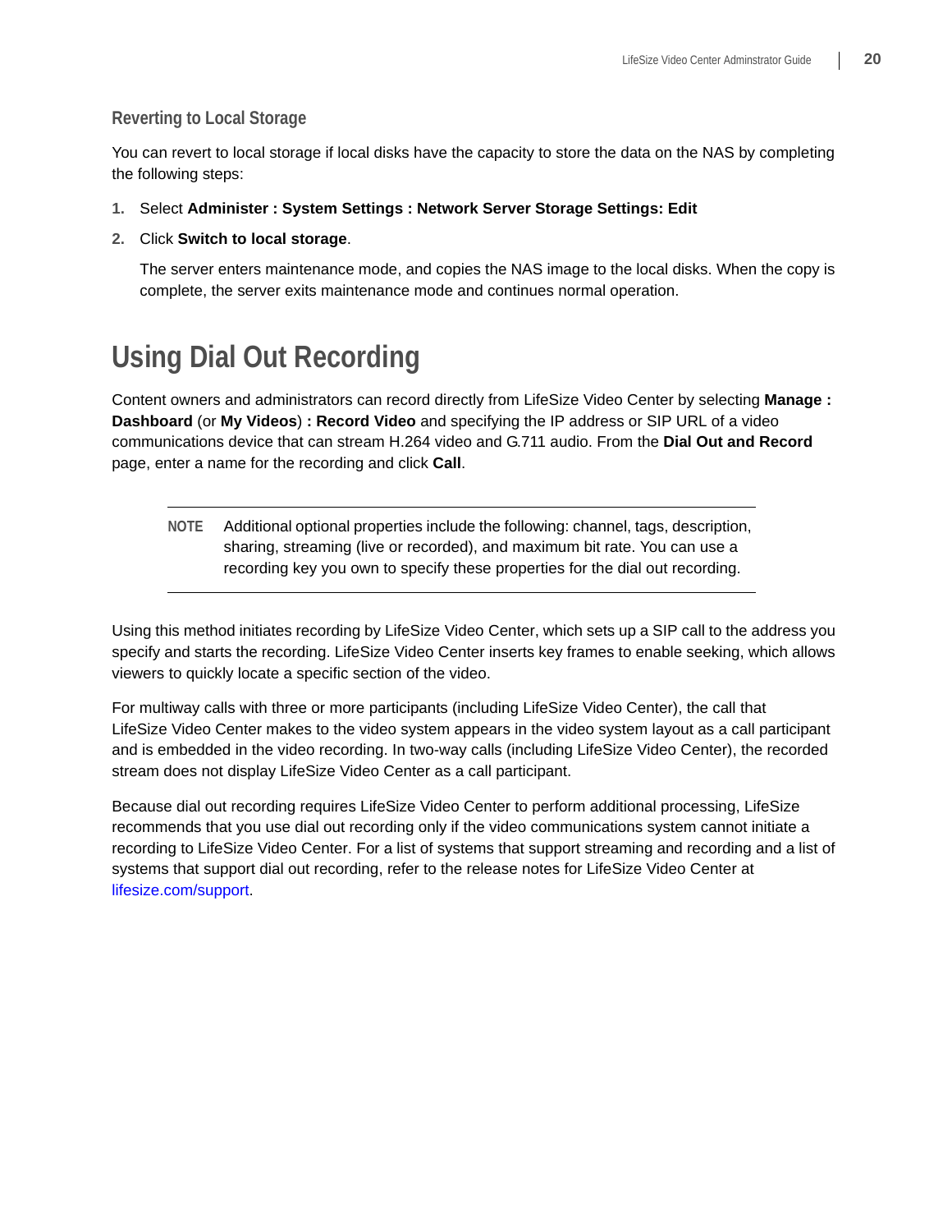### Reverting to Local Storage

You can revert to local storage if local disks have the capacity to store the data on the NAS by completing the following steps:

1. Select **Administer : System Settings : Network Server Storage Settings: Edit**
2. Click **Switch to local storage**.

   The server enters maintenance mode, and copies the NAS image to the local disks. When the copy is complete, the server exits maintenance mode and continues normal operation.

## Using Dial Out Recording

Content owners and administrators can record directly from LifeSize Video Center by selecting **Manage : Dashboard** (or **My Videos**) **: Record Video** and specifying the IP address or SIP URL of a video communications device that can stream H.264 video and G.711 audio. From the **Dial Out and Record** page, enter a name for the recording and click **Call**.

> **NOTE** Additional optional properties include the following: channel, tags, description, sharing, streaming (live or recorded), and maximum bit rate. You can use a recording key you own to specify these properties for the dial out recording.

Using this method initiates recording by LifeSize Video Center, which sets up a SIP call to the address you specify and starts the recording. LifeSize Video Center inserts key frames to enable seeking, which allows viewers to quickly locate a specific section of the video.

For multiway calls with three or more participants (including LifeSize Video Center), the call that LifeSize Video Center makes to the video system appears in the video system layout as a call participant and is embedded in the video recording. In two-way calls (including LifeSize Video Center), the recorded stream does not display LifeSize Video Center as a call participant.

Because dial out recording requires LifeSize Video Center to perform additional processing, LifeSize recommends that you use dial out recording only if the video communications system cannot initiate a recording to LifeSize Video Center. For a list of systems that support streaming and recording and a list of systems that support dial out recording, refer to the release notes for LifeSize Video Center at lifesize.com/support.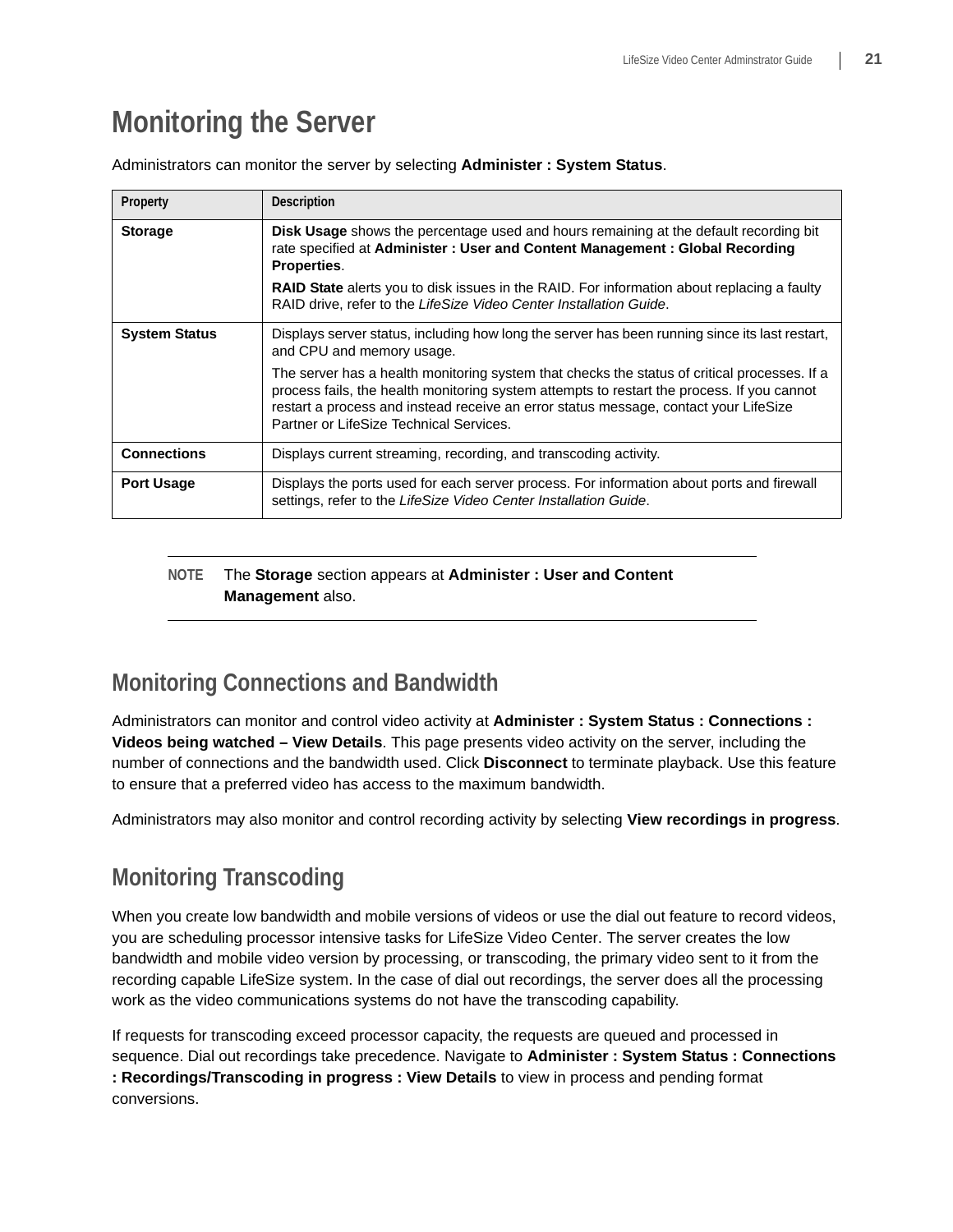# Monitoring the Server

Administrators can monitor the server by selecting **Administer : System Status**.

| Property | Description |
|---|---|
| **Storage** | **Disk Usage** shows the percentage used and hours remaining at the default recording bit rate specified at **Administer : User and Content Management : Global Recording Properties**.<br><br>**RAID State** alerts you to disk issues in the RAID. For information about replacing a faulty RAID drive, refer to the *LifeSize Video Center Installation Guide*. |
| **System Status** | Displays server status, including how long the server has been running since its last restart, and CPU and memory usage.<br><br>The server has a health monitoring system that checks the status of critical processes. If a process fails, the health monitoring system attempts to restart the process. If you cannot restart a process and instead receive an error status message, contact your LifeSize Partner or LifeSize Technical Services. |
| **Connections** | Displays current streaming, recording, and transcoding activity. |
| **Port Usage** | Displays the ports used for each server process. For information about ports and firewall settings, refer to the *LifeSize Video Center Installation Guide*. |

NOTE The **Storage** section appears at **Administer : User and Content Management** also.

## Monitoring Connections and Bandwidth

Administrators can monitor and control video activity at **Administer : System Status : Connections : Videos being watched – View Details**. This page presents video activity on the server, including the number of connections and the bandwidth used. Click **Disconnect** to terminate playback. Use this feature to ensure that a preferred video has access to the maximum bandwidth.

Administrators may also monitor and control recording activity by selecting **View recordings in progress**.

## Monitoring Transcoding

When you create low bandwidth and mobile versions of videos or use the dial out feature to record videos, you are scheduling processor intensive tasks for LifeSize Video Center. The server creates the low bandwidth and mobile video version by processing, or transcoding, the primary video sent to it from the recording capable LifeSize system. In the case of dial out recordings, the server does all the processing work as the video communications systems do not have the transcoding capability.

If requests for transcoding exceed processor capacity, the requests are queued and processed in sequence. Dial out recordings take precedence. Navigate to **Administer : System Status : Connections : Recordings/Transcoding in progress : View Details** to view in process and pending format conversions.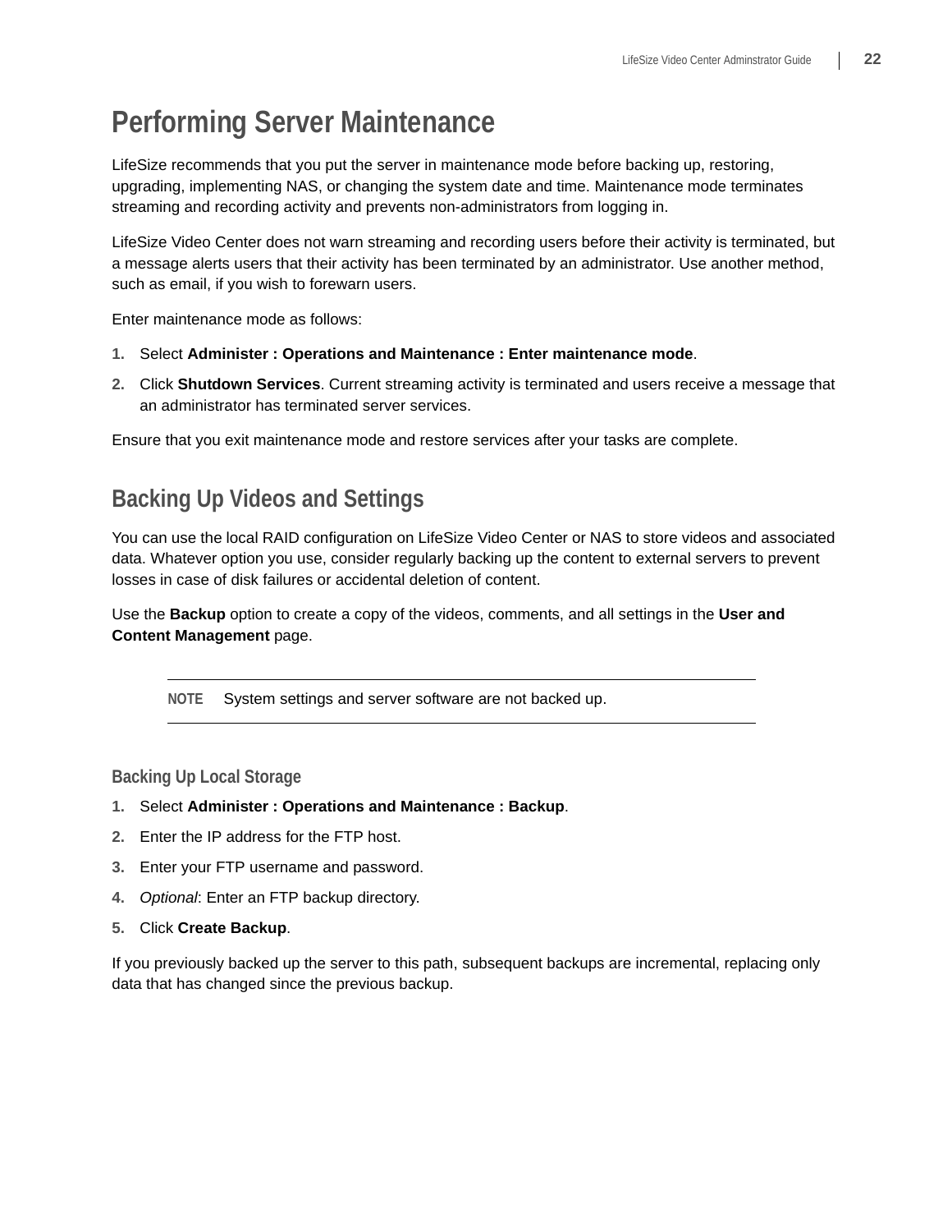# Performing Server Maintenance

LifeSize recommends that you put the server in maintenance mode before backing up, restoring, upgrading, implementing NAS, or changing the system date and time. Maintenance mode terminates streaming and recording activity and prevents non-administrators from logging in.

LifeSize Video Center does not warn streaming and recording users before their activity is terminated, but a message alerts users that their activity has been terminated by an administrator. Use another method, such as email, if you wish to forewarn users.

Enter maintenance mode as follows:

1. Select **Administer : Operations and Maintenance : Enter maintenance mode**.
2. Click **Shutdown Services**. Current streaming activity is terminated and users receive a message that an administrator has terminated server services.

Ensure that you exit maintenance mode and restore services after your tasks are complete.

## Backing Up Videos and Settings

You can use the local RAID configuration on LifeSize Video Center or NAS to store videos and associated data. Whatever option you use, consider regularly backing up the content to external servers to prevent losses in case of disk failures or accidental deletion of content.

Use the **Backup** option to create a copy of the videos, comments, and all settings in the **User and Content Management** page.

> **NOTE** System settings and server software are not backed up.

### Backing Up Local Storage

1. Select **Administer : Operations and Maintenance : Backup**.
2. Enter the IP address for the FTP host.
3. Enter your FTP username and password.
4. *Optional*: Enter an FTP backup directory.
5. Click **Create Backup**.

If you previously backed up the server to this path, subsequent backups are incremental, replacing only data that has changed since the previous backup.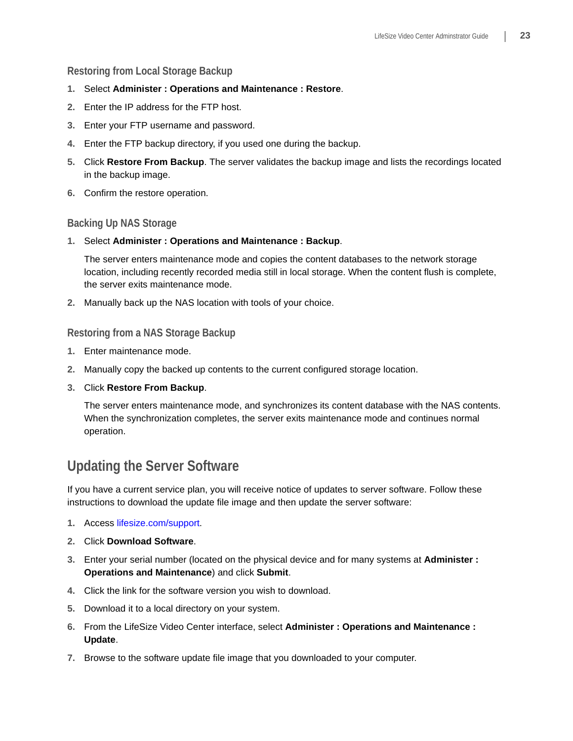### Restoring from Local Storage Backup

1. Select **Administer : Operations and Maintenance : Restore**.
2. Enter the IP address for the FTP host.
3. Enter your FTP username and password.
4. Enter the FTP backup directory, if you used one during the backup.
5. Click **Restore From Backup**. The server validates the backup image and lists the recordings located in the backup image.
6. Confirm the restore operation.

### Backing Up NAS Storage

1. Select **Administer : Operations and Maintenance : Backup**.

   The server enters maintenance mode and copies the content databases to the network storage location, including recently recorded media still in local storage. When the content flush is complete, the server exits maintenance mode.

2. Manually back up the NAS location with tools of your choice.

### Restoring from a NAS Storage Backup

1. Enter maintenance mode.
2. Manually copy the backed up contents to the current configured storage location.
3. Click **Restore From Backup**.

   The server enters maintenance mode, and synchronizes its content database with the NAS contents. When the synchronization completes, the server exits maintenance mode and continues normal operation.

## Updating the Server Software

If you have a current service plan, you will receive notice of updates to server software. Follow these instructions to download the update file image and then update the server software:

1. Access lifesize.com/support.
2. Click **Download Software**.
3. Enter your serial number (located on the physical device and for many systems at **Administer : Operations and Maintenance**) and click **Submit**.
4. Click the link for the software version you wish to download.
5. Download it to a local directory on your system.
6. From the LifeSize Video Center interface, select **Administer : Operations and Maintenance : Update**.
7. Browse to the software update file image that you downloaded to your computer.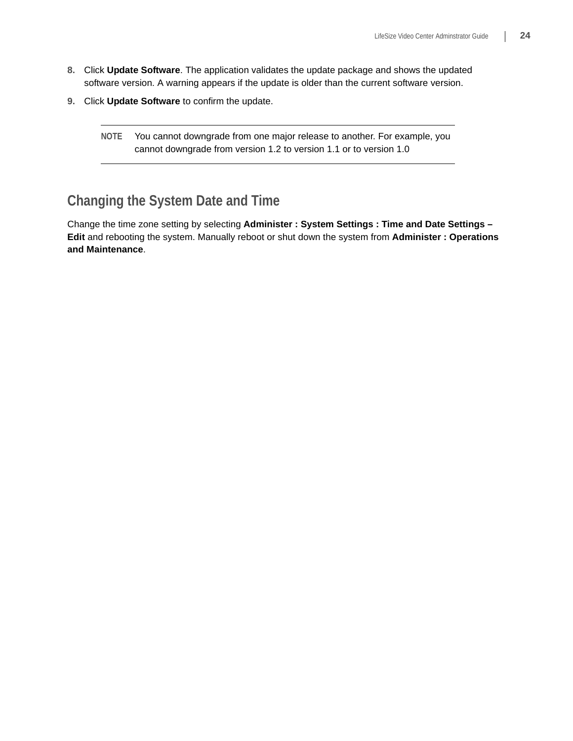8. Click **Update Software**. The application validates the update package and shows the updated software version. A warning appears if the update is older than the current software version.
9. Click **Update Software** to confirm the update.

> **NOTE** You cannot downgrade from one major release to another. For example, you cannot downgrade from version 1.2 to version 1.1 or to version 1.0

## Changing the System Date and Time

Change the time zone setting by selecting **Administer : System Settings : Time and Date Settings – Edit** and rebooting the system. Manually reboot or shut down the system from **Administer : Operations and Maintenance**.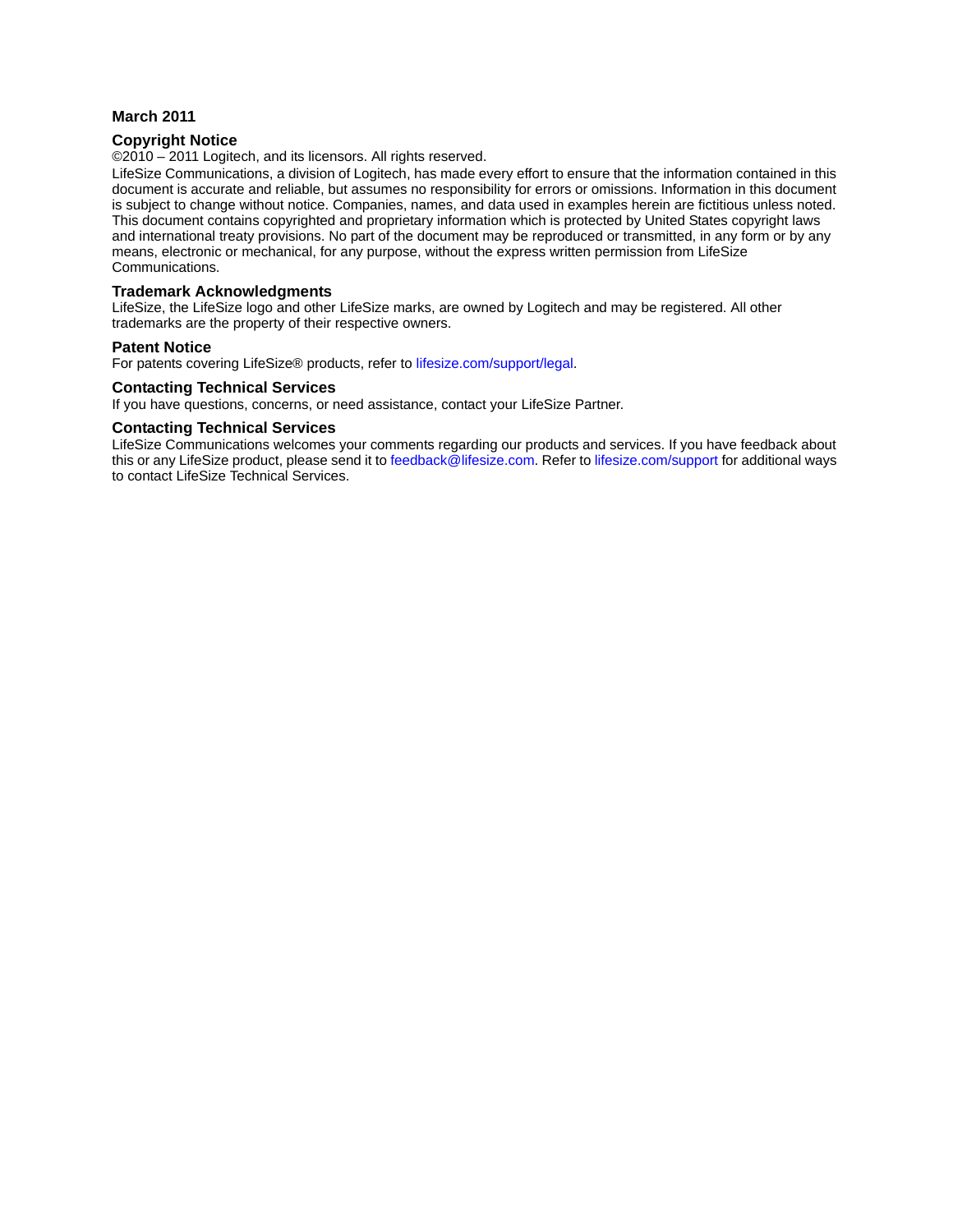**March 2011**

## Copyright Notice

©2010 – 2011 Logitech, and its licensors. All rights reserved.

LifeSize Communications, a division of Logitech, has made every effort to ensure that the information contained in this document is accurate and reliable, but assumes no responsibility for errors or omissions. Information in this document is subject to change without notice. Companies, names, and data used in examples herein are fictitious unless noted. This document contains copyrighted and proprietary information which is protected by United States copyright laws and international treaty provisions. No part of the document may be reproduced or transmitted, in any form or by any means, electronic or mechanical, for any purpose, without the express written permission from LifeSize Communications.

## Trademark Acknowledgments

LifeSize, the LifeSize logo and other LifeSize marks, are owned by Logitech and may be registered. All other trademarks are the property of their respective owners.

## Patent Notice

For patents covering LifeSize® products, refer to lifesize.com/support/legal.

## Contacting Technical Services

If you have questions, concerns, or need assistance, contact your LifeSize Partner.

## Contacting Technical Services

LifeSize Communications welcomes your comments regarding our products and services. If you have feedback about this or any LifeSize product, please send it to feedback@lifesize.com. Refer to lifesize.com/support for additional ways to contact LifeSize Technical Services.